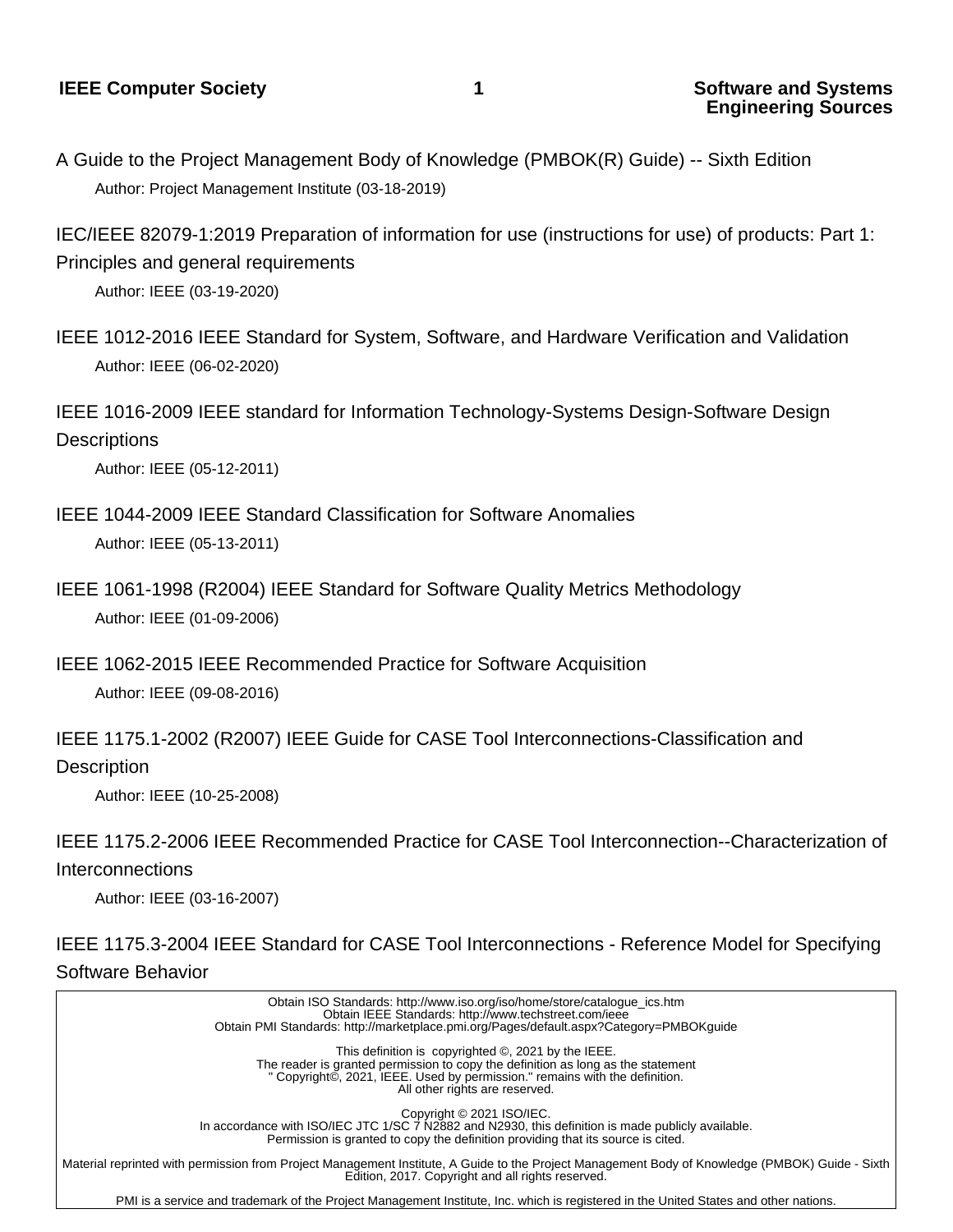A Guide to the Project Management Body of Knowledge (PMBOK(R) Guide) -- Sixth Edition

Author: Project Management Institute (03-18-2019)

IEC/IEEE 82079-1:2019 Preparation of information for use (instructions for use) of products: Part 1: Principles and general requirements

Author: IEEE (03-19-2020)

IEEE 1012-2016 IEEE Standard for System, Software, and Hardware Verification and Validation

Author: IEEE (06-02-2020)

IEEE 1016-2009 IEEE standard for Information Technology-Systems Design-Software Design Descriptions

Author: IEEE (05-12-2011)

IEEE 1044-2009 IEEE Standard Classification for Software Anomalies

Author: IEEE (05-13-2011)

IEEE 1061-1998 (R2004) IEEE Standard for Software Quality Metrics Methodology

Author: IEEE (01-09-2006)

IEEE 1062-2015 IEEE Recommended Practice for Software Acquisition

Author: IEEE (09-08-2016)

IEEE 1175.1-2002 (R2007) IEEE Guide for CASE Tool Interconnections-Classification and Description

Author: IEEE (10-25-2008)

IEEE 1175.2-2006 IEEE Recommended Practice for CASE Tool Interconnection--Characterization of Interconnections

Author: IEEE (03-16-2007)

IEEE 1175.3-2004 IEEE Standard for CASE Tool Interconnections - Reference Model for Specifying Software Behavior

Obtain ISO Standards: http://www.iso.org/iso/home/store/catalogue_ics.htm
Obtain IEEE Standards: http://www.techstreet.com/ieee
Obtain PMI Standards: http://marketplace.pmi.org/Pages/default.aspx?Category=PMBOKguide

This definition is copyrighted ©, 2021 by the IEEE.
The reader is granted permission to copy the definition as long as the statement
" Copyright©, 2021, IEEE. Used by permission." remains with the definition.
All other rights are reserved.

Copyright © 2021 ISO/IEC.
In accordance with ISO/IEC JTC 1/SC 7 N2882 and N2930, this definition is made publicly available.
Permission is granted to copy the definition providing that its source is cited.

Material reprinted with permission from Project Management Institute, A Guide to the Project Management Body of Knowledge (PMBOK) Guide - Sixth Edition, 2017. Copyright and all rights reserved.

PMI is a service and trademark of the Project Management Institute, Inc. which is registered in the United States and other nations.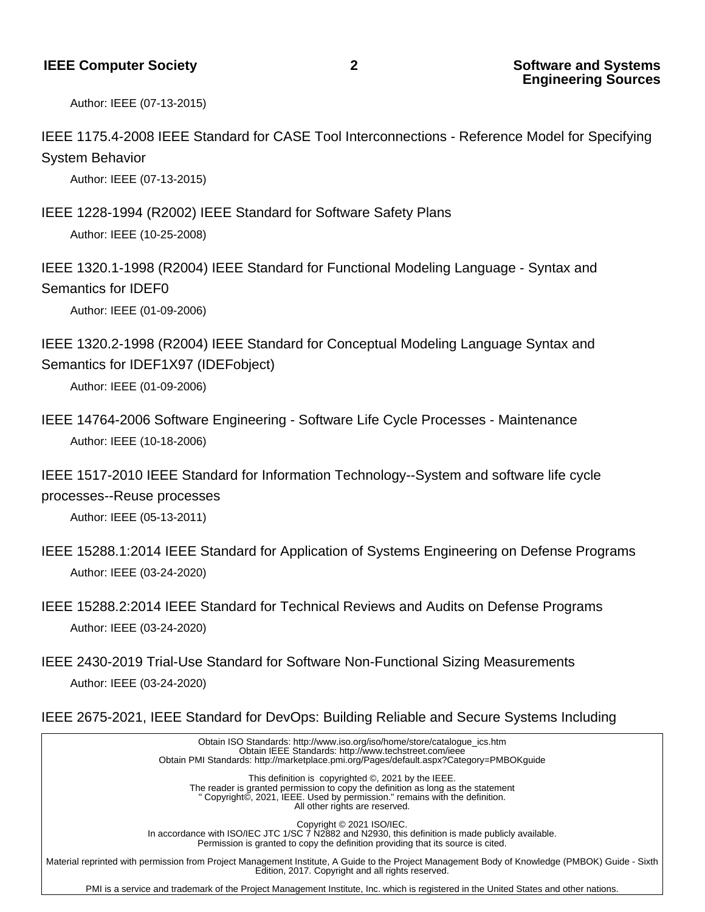Author: IEEE (07-13-2015)

IEEE 1175.4-2008 IEEE Standard for CASE Tool Interconnections - Reference Model for Specifying System Behavior

Author: IEEE (07-13-2015)

IEEE 1228-1994 (R2002) IEEE Standard for Software Safety Plans

Author: IEEE (10-25-2008)

IEEE 1320.1-1998 (R2004) IEEE Standard for Functional Modeling Language - Syntax and Semantics for IDEF0

Author: IEEE (01-09-2006)

IEEE 1320.2-1998 (R2004) IEEE Standard for Conceptual Modeling Language Syntax and Semantics for IDEF1X97 (IDEFobject)

Author: IEEE (01-09-2006)

IEEE 14764-2006 Software Engineering - Software Life Cycle Processes - Maintenance

Author: IEEE (10-18-2006)

IEEE 1517-2010 IEEE Standard for Information Technology--System and software life cycle processes--Reuse processes

Author: IEEE (05-13-2011)

IEEE 15288.1:2014 IEEE Standard for Application of Systems Engineering on Defense Programs

Author: IEEE (03-24-2020)

IEEE 15288.2:2014 IEEE Standard for Technical Reviews and Audits on Defense Programs

Author: IEEE (03-24-2020)

IEEE 2430-2019 Trial-Use Standard for Software Non-Functional Sizing Measurements

Author: IEEE (03-24-2020)

IEEE 2675-2021, IEEE Standard for DevOps: Building Reliable and Secure Systems Including

Obtain ISO Standards: http://www.iso.org/iso/home/store/catalogue_ics.htm
Obtain IEEE Standards: http://www.techstreet.com/ieee
Obtain PMI Standards: http://marketplace.pmi.org/Pages/default.aspx?Category=PMBOKguide

This definition is copyrighted ©, 2021 by the IEEE.
The reader is granted permission to copy the definition as long as the statement
" Copyright©, 2021, IEEE. Used by permission." remains with the definition.
All other rights are reserved.

Copyright © 2021 ISO/IEC.
In accordance with ISO/IEC JTC 1/SC 7 N2882 and N2930, this definition is made publicly available.
Permission is granted to copy the definition providing that its source is cited.

Material reprinted with permission from Project Management Institute, A Guide to the Project Management Body of Knowledge (PMBOK) Guide - Sixth Edition, 2017. Copyright and all rights reserved.

PMI is a service and trademark of the Project Management Institute, Inc. which is registered in the United States and other nations.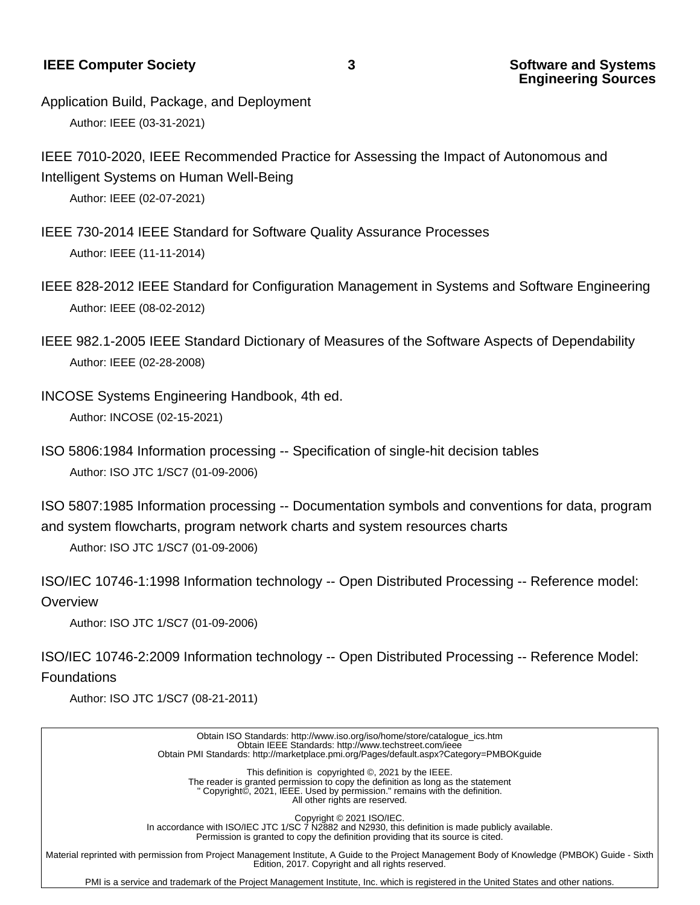Application Build, Package, and Deployment

Author: IEEE (03-31-2021)

IEEE 7010-2020, IEEE Recommended Practice for Assessing the Impact of Autonomous and Intelligent Systems on Human Well-Being

Author: IEEE (02-07-2021)

IEEE 730-2014 IEEE Standard for Software Quality Assurance Processes

Author: IEEE (11-11-2014)

IEEE 828-2012 IEEE Standard for Configuration Management in Systems and Software Engineering

Author: IEEE (08-02-2012)

IEEE 982.1-2005 IEEE Standard Dictionary of Measures of the Software Aspects of Dependability

Author: IEEE (02-28-2008)

INCOSE Systems Engineering Handbook, 4th ed.

Author: INCOSE (02-15-2021)

ISO 5806:1984 Information processing -- Specification of single-hit decision tables

Author: ISO JTC 1/SC7 (01-09-2006)

ISO 5807:1985 Information processing -- Documentation symbols and conventions for data, program and system flowcharts, program network charts and system resources charts

Author: ISO JTC 1/SC7 (01-09-2006)

ISO/IEC 10746-1:1998 Information technology -- Open Distributed Processing -- Reference model: Overview

Author: ISO JTC 1/SC7 (01-09-2006)

ISO/IEC 10746-2:2009 Information technology -- Open Distributed Processing -- Reference Model: Foundations

Author: ISO JTC 1/SC7 (08-21-2011)

---

Obtain ISO Standards: http://www.iso.org/iso/home/store/catalogue_ics.htm
Obtain IEEE Standards: http://www.techstreet.com/ieee
Obtain PMI Standards: http://marketplace.pmi.org/Pages/default.aspx?Category=PMBOKguide

This definition is copyrighted ©, 2021 by the IEEE.
The reader is granted permission to copy the definition as long as the statement
" Copyright©, 2021, IEEE. Used by permission." remains with the definition.
All other rights are reserved.

Copyright © 2021 ISO/IEC.
In accordance with ISO/IEC JTC 1/SC 7 N2882 and N2930, this definition is made publicly available.
Permission is granted to copy the definition providing that its source is cited.

Material reprinted with permission from Project Management Institute, A Guide to the Project Management Body of Knowledge (PMBOK) Guide - Sixth Edition, 2017. Copyright and all rights reserved.

PMI is a service and trademark of the Project Management Institute, Inc. which is registered in the United States and other nations.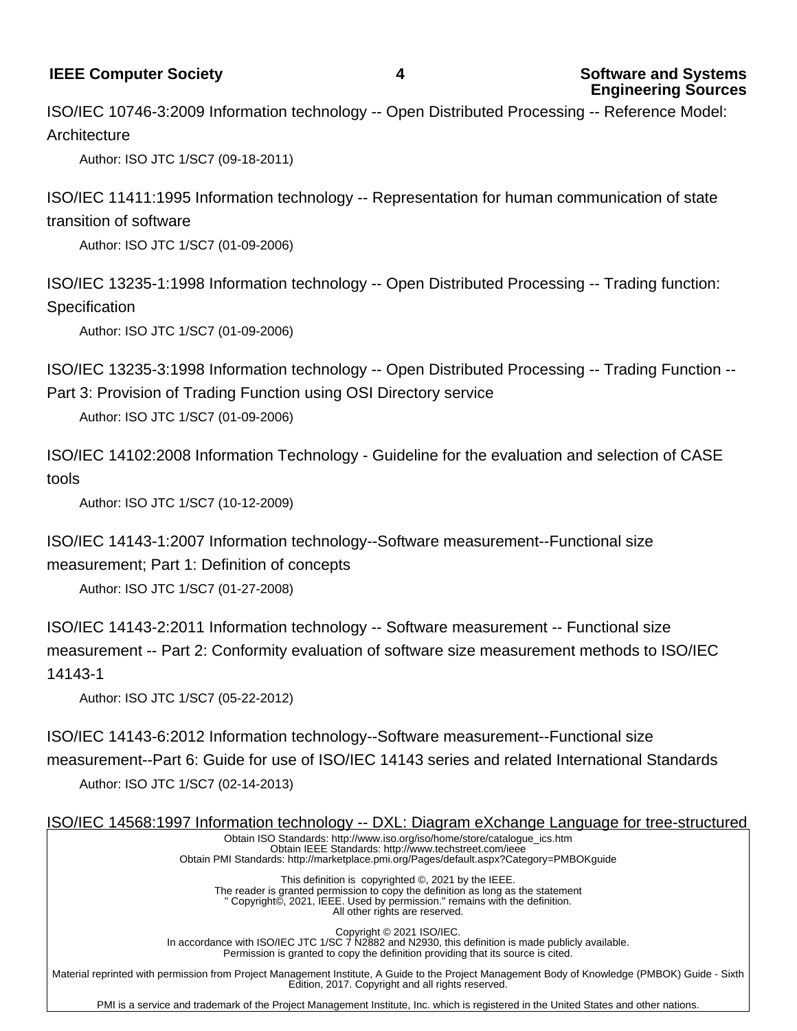ISO/IEC 10746-3:2009 Information technology -- Open Distributed Processing -- Reference Model: Architecture

Author: ISO JTC 1/SC7 (09-18-2011)

ISO/IEC 11411:1995 Information technology -- Representation for human communication of state transition of software

Author: ISO JTC 1/SC7 (01-09-2006)

ISO/IEC 13235-1:1998 Information technology -- Open Distributed Processing -- Trading function: Specification

Author: ISO JTC 1/SC7 (01-09-2006)

ISO/IEC 13235-3:1998 Information technology -- Open Distributed Processing -- Trading Function -- Part 3: Provision of Trading Function using OSI Directory service

Author: ISO JTC 1/SC7 (01-09-2006)

ISO/IEC 14102:2008 Information Technology - Guideline for the evaluation and selection of CASE tools

Author: ISO JTC 1/SC7 (10-12-2009)

ISO/IEC 14143-1:2007 Information technology--Software measurement--Functional size measurement; Part 1: Definition of concepts

Author: ISO JTC 1/SC7 (01-27-2008)

ISO/IEC 14143-2:2011 Information technology -- Software measurement -- Functional size measurement -- Part 2: Conformity evaluation of software size measurement methods to ISO/IEC 14143-1

Author: ISO JTC 1/SC7 (05-22-2012)

ISO/IEC 14143-6:2012 Information technology--Software measurement--Functional size measurement--Part 6: Guide for use of ISO/IEC 14143 series and related International Standards

Author: ISO JTC 1/SC7 (02-14-2013)

ISO/IEC 14568:1997 Information technology -- DXL: Diagram eXchange Language for tree-structured

Obtain ISO Standards: http://www.iso.org/iso/home/store/catalogue_ics.htm
Obtain IEEE Standards: http://www.techstreet.com/ieee
Obtain PMI Standards: http://marketplace.pmi.org/Pages/default.aspx?Category=PMBOKguide

This definition is copyrighted ©, 2021 by the IEEE.
The reader is granted permission to copy the definition as long as the statement
" Copyright©, 2021, IEEE. Used by permission." remains with the definition.
All other rights are reserved.

Copyright © 2021 ISO/IEC.
In accordance with ISO/IEC JTC 1/SC 7 N2882 and N2930, this definition is made publicly available.
Permission is granted to copy the definition providing that its source is cited.

Material reprinted with permission from Project Management Institute, A Guide to the Project Management Body of Knowledge (PMBOK) Guide - Sixth Edition, 2017. Copyright and all rights reserved.

PMI is a service and trademark of the Project Management Institute, Inc. which is registered in the United States and other nations.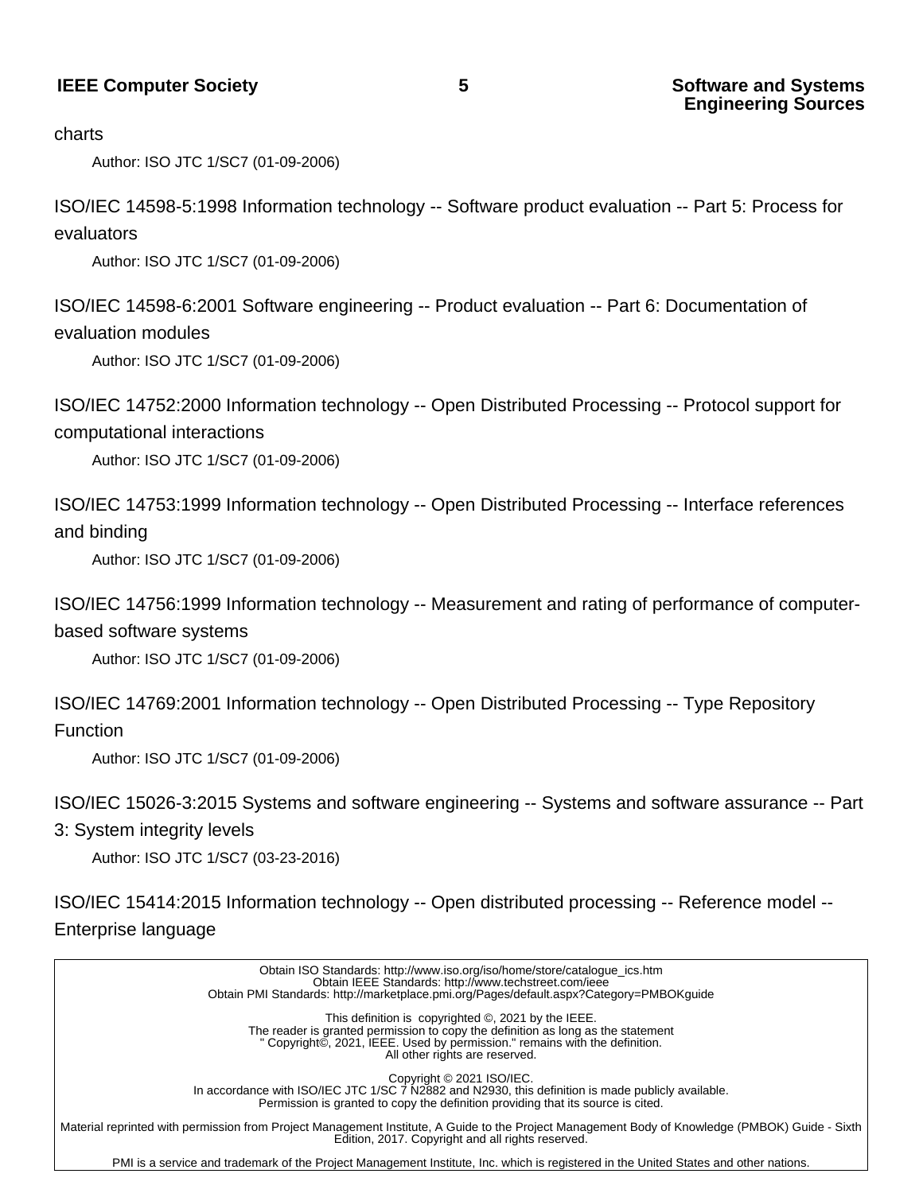charts

Author: ISO JTC 1/SC7 (01-09-2006)

ISO/IEC 14598-5:1998 Information technology -- Software product evaluation -- Part 5: Process for evaluators

Author: ISO JTC 1/SC7 (01-09-2006)

ISO/IEC 14598-6:2001 Software engineering -- Product evaluation -- Part 6: Documentation of evaluation modules

Author: ISO JTC 1/SC7 (01-09-2006)

ISO/IEC 14752:2000 Information technology -- Open Distributed Processing -- Protocol support for computational interactions

Author: ISO JTC 1/SC7 (01-09-2006)

ISO/IEC 14753:1999 Information technology -- Open Distributed Processing -- Interface references and binding

Author: ISO JTC 1/SC7 (01-09-2006)

ISO/IEC 14756:1999 Information technology -- Measurement and rating of performance of computer-based software systems

Author: ISO JTC 1/SC7 (01-09-2006)

ISO/IEC 14769:2001 Information technology -- Open Distributed Processing -- Type Repository Function

Author: ISO JTC 1/SC7 (01-09-2006)

ISO/IEC 15026-3:2015 Systems and software engineering -- Systems and software assurance -- Part 3: System integrity levels

Author: ISO JTC 1/SC7 (03-23-2016)

ISO/IEC 15414:2015 Information technology -- Open distributed processing -- Reference model -- Enterprise language

---

Obtain ISO Standards: http://www.iso.org/iso/home/store/catalogue_ics.htm
Obtain IEEE Standards: http://www.techstreet.com/ieee
Obtain PMI Standards: http://marketplace.pmi.org/Pages/default.aspx?Category=PMBOKguide

This definition is copyrighted ©, 2021 by the IEEE.
The reader is granted permission to copy the definition as long as the statement
" Copyright©, 2021, IEEE. Used by permission." remains with the definition.
All other rights are reserved.

Copyright © 2021 ISO/IEC.
In accordance with ISO/IEC JTC 1/SC 7 N2882 and N2930, this definition is made publicly available.
Permission is granted to copy the definition providing that its source is cited.

Material reprinted with permission from Project Management Institute, A Guide to the Project Management Body of Knowledge (PMBOK) Guide - Sixth Edition, 2017. Copyright and all rights reserved.

PMI is a service and trademark of the Project Management Institute, Inc. which is registered in the United States and other nations.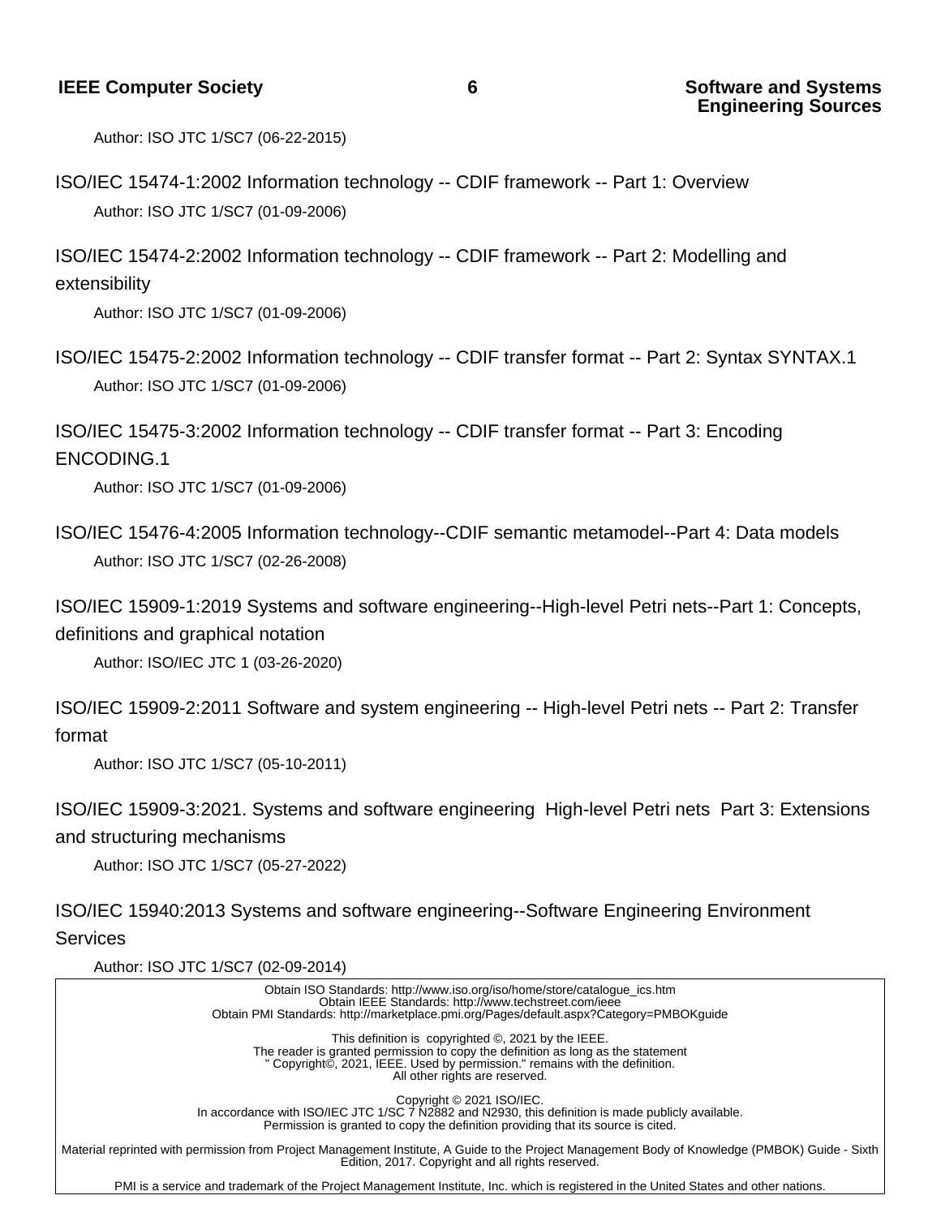Author: ISO JTC 1/SC7 (06-22-2015)

ISO/IEC 15474-1:2002 Information technology -- CDIF framework -- Part 1: Overview

Author: ISO JTC 1/SC7 (01-09-2006)

ISO/IEC 15474-2:2002 Information technology -- CDIF framework -- Part 2: Modelling and extensibility

Author: ISO JTC 1/SC7 (01-09-2006)

ISO/IEC 15475-2:2002 Information technology -- CDIF transfer format -- Part 2: Syntax SYNTAX.1

Author: ISO JTC 1/SC7 (01-09-2006)

ISO/IEC 15475-3:2002 Information technology -- CDIF transfer format -- Part 3: Encoding ENCODING.1

Author: ISO JTC 1/SC7 (01-09-2006)

ISO/IEC 15476-4:2005 Information technology--CDIF semantic metamodel--Part 4: Data models

Author: ISO JTC 1/SC7 (02-26-2008)

ISO/IEC 15909-1:2019 Systems and software engineering--High-level Petri nets--Part 1: Concepts, definitions and graphical notation

Author: ISO/IEC JTC 1 (03-26-2020)

ISO/IEC 15909-2:2011 Software and system engineering -- High-level Petri nets -- Part 2: Transfer format

Author: ISO JTC 1/SC7 (05-10-2011)

ISO/IEC 15909-3:2021. Systems and software engineering High-level Petri nets Part 3: Extensions and structuring mechanisms

Author: ISO JTC 1/SC7 (05-27-2022)

ISO/IEC 15940:2013 Systems and software engineering--Software Engineering Environment Services

Author: ISO JTC 1/SC7 (02-09-2014)

Obtain ISO Standards: http://www.iso.org/iso/home/store/catalogue_ics.htm
Obtain IEEE Standards: http://www.techstreet.com/ieee
Obtain PMI Standards: http://marketplace.pmi.org/Pages/default.aspx?Category=PMBOKguide

This definition is copyrighted ©, 2021 by the IEEE.
The reader is granted permission to copy the definition as long as the statement
" Copyright©, 2021, IEEE. Used by permission." remains with the definition.
All other rights are reserved.

Copyright © 2021 ISO/IEC.
In accordance with ISO/IEC JTC 1/SC 7 N2882 and N2930, this definition is made publicly available.
Permission is granted to copy the definition providing that its source is cited.

Material reprinted with permission from Project Management Institute, A Guide to the Project Management Body of Knowledge (PMBOK) Guide - Sixth Edition, 2017. Copyright and all rights reserved.

PMI is a service and trademark of the Project Management Institute, Inc. which is registered in the United States and other nations.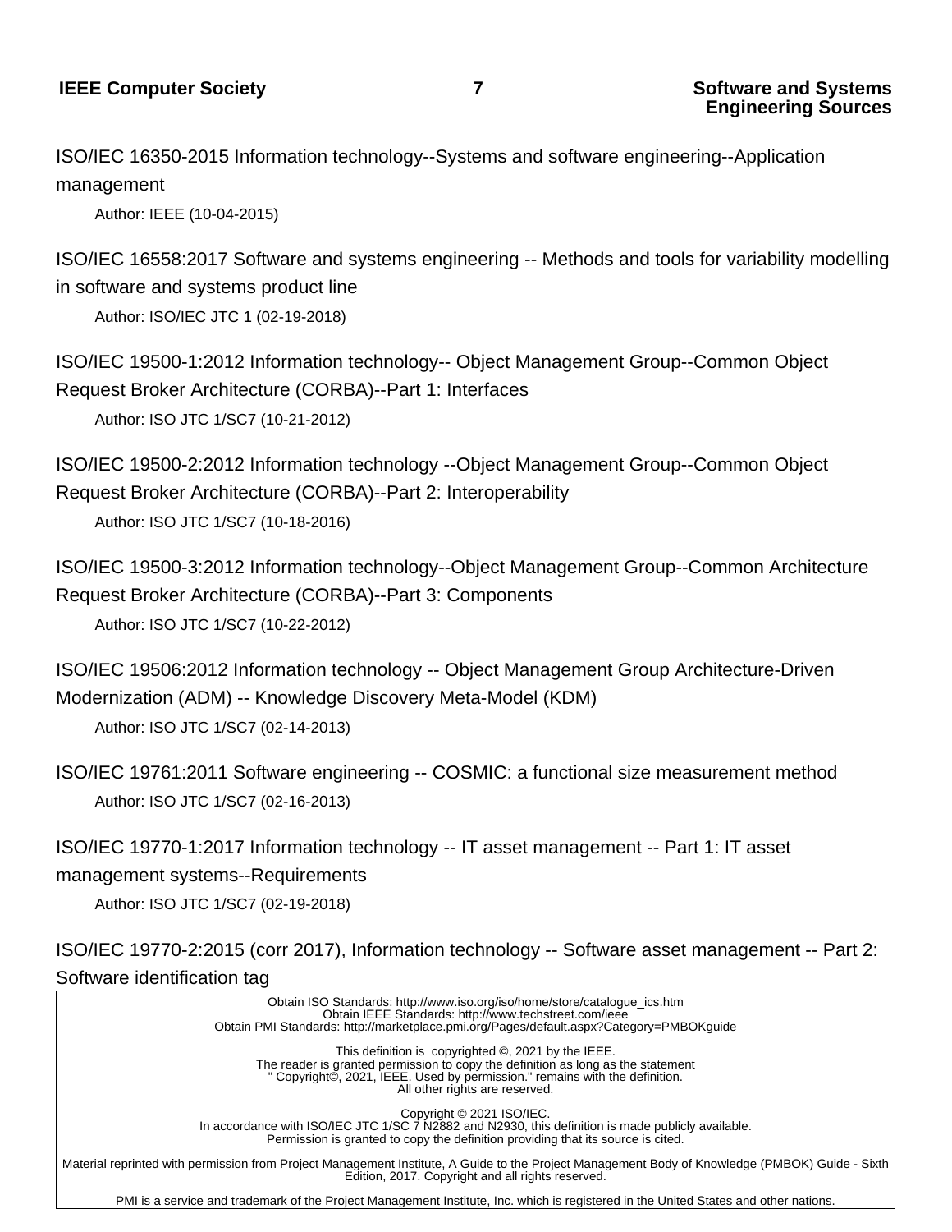ISO/IEC 16350-2015 Information technology--Systems and software engineering--Application management

Author: IEEE (10-04-2015)

ISO/IEC 16558:2017 Software and systems engineering -- Methods and tools for variability modelling in software and systems product line

Author: ISO/IEC JTC 1 (02-19-2018)

ISO/IEC 19500-1:2012 Information technology-- Object Management Group--Common Object Request Broker Architecture (CORBA)--Part 1: Interfaces

Author: ISO JTC 1/SC7 (10-21-2012)

ISO/IEC 19500-2:2012 Information technology --Object Management Group--Common Object Request Broker Architecture (CORBA)--Part 2: Interoperability

Author: ISO JTC 1/SC7 (10-18-2016)

ISO/IEC 19500-3:2012 Information technology--Object Management Group--Common Architecture Request Broker Architecture (CORBA)--Part 3: Components

Author: ISO JTC 1/SC7 (10-22-2012)

ISO/IEC 19506:2012 Information technology -- Object Management Group Architecture-Driven Modernization (ADM) -- Knowledge Discovery Meta-Model (KDM)

Author: ISO JTC 1/SC7 (02-14-2013)

ISO/IEC 19761:2011 Software engineering -- COSMIC: a functional size measurement method

Author: ISO JTC 1/SC7 (02-16-2013)

ISO/IEC 19770-1:2017 Information technology -- IT asset management -- Part 1: IT asset management systems--Requirements

Author: ISO JTC 1/SC7 (02-19-2018)

ISO/IEC 19770-2:2015 (corr 2017), Information technology -- Software asset management -- Part 2: Software identification tag

Obtain ISO Standards: http://www.iso.org/iso/home/store/catalogue_ics.htm
Obtain IEEE Standards: http://www.techstreet.com/ieee
Obtain PMI Standards: http://marketplace.pmi.org/Pages/default.aspx?Category=PMBOKguide

This definition is copyrighted ©, 2021 by the IEEE.
The reader is granted permission to copy the definition as long as the statement
" Copyright©, 2021, IEEE. Used by permission." remains with the definition.
All other rights are reserved.

Copyright © 2021 ISO/IEC.
In accordance with ISO/IEC JTC 1/SC 7 N2882 and N2930, this definition is made publicly available.
Permission is granted to copy the definition providing that its source is cited.

Material reprinted with permission from Project Management Institute, A Guide to the Project Management Body of Knowledge (PMBOK) Guide - Sixth Edition, 2017. Copyright and all rights reserved.

PMI is a service and trademark of the Project Management Institute, Inc. which is registered in the United States and other nations.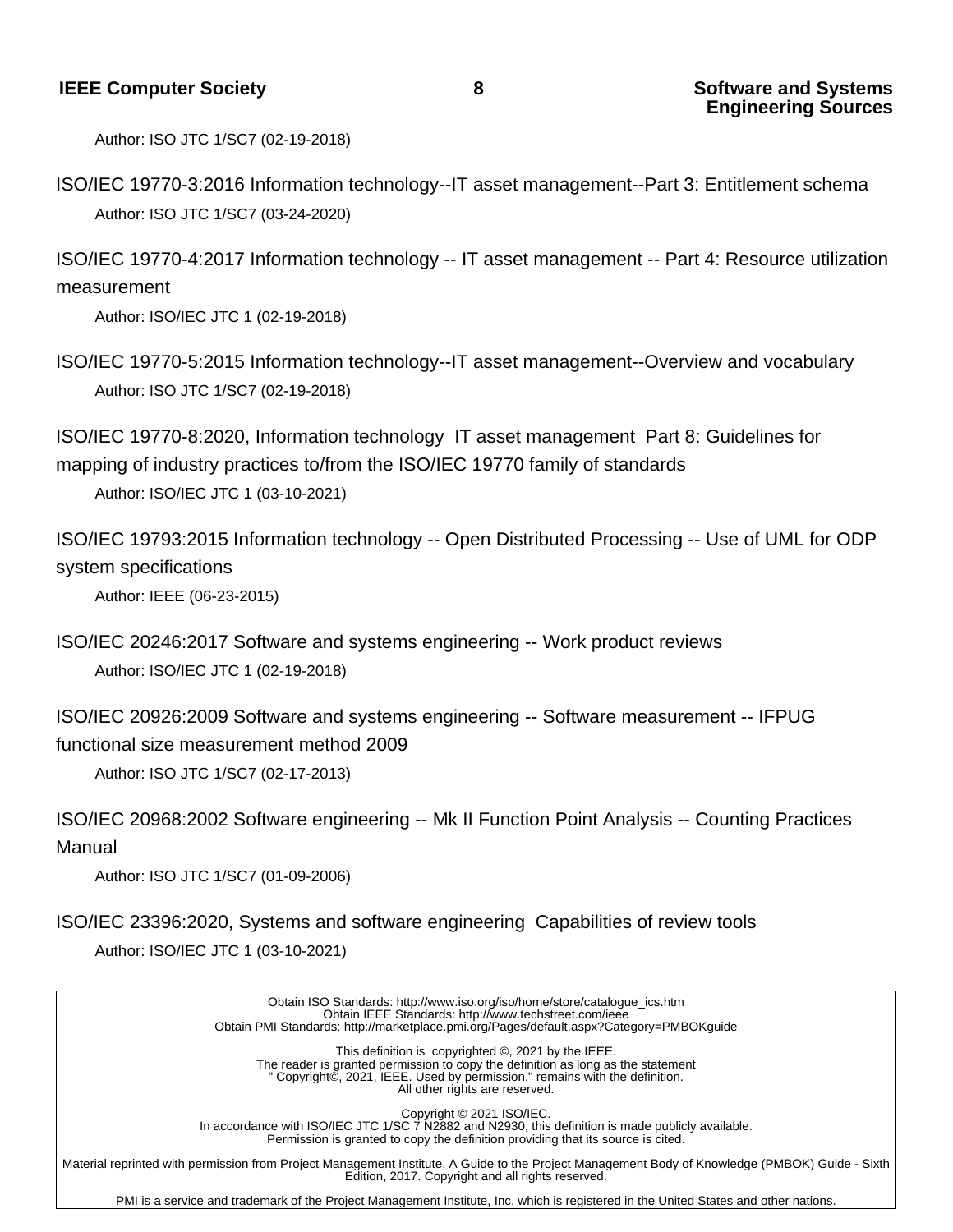Author: ISO JTC 1/SC7 (02-19-2018)

ISO/IEC 19770-3:2016 Information technology--IT asset management--Part 3: Entitlement schema

Author: ISO JTC 1/SC7 (03-24-2020)

ISO/IEC 19770-4:2017 Information technology -- IT asset management -- Part 4: Resource utilization measurement

Author: ISO/IEC JTC 1 (02-19-2018)

ISO/IEC 19770-5:2015 Information technology--IT asset management--Overview and vocabulary

Author: ISO JTC 1/SC7 (02-19-2018)

ISO/IEC 19770-8:2020, Information technology  IT asset management  Part 8: Guidelines for mapping of industry practices to/from the ISO/IEC 19770 family of standards

Author: ISO/IEC JTC 1 (03-10-2021)

ISO/IEC 19793:2015 Information technology -- Open Distributed Processing -- Use of UML for ODP system specifications

Author: IEEE (06-23-2015)

ISO/IEC 20246:2017 Software and systems engineering -- Work product reviews

Author: ISO/IEC JTC 1 (02-19-2018)

ISO/IEC 20926:2009 Software and systems engineering -- Software measurement -- IFPUG functional size measurement method 2009

Author: ISO JTC 1/SC7 (02-17-2013)

ISO/IEC 20968:2002 Software engineering -- Mk II Function Point Analysis -- Counting Practices Manual

Author: ISO JTC 1/SC7 (01-09-2006)

ISO/IEC 23396:2020, Systems and software engineering  Capabilities of review tools

Author: ISO/IEC JTC 1 (03-10-2021)

---

Obtain ISO Standards: http://www.iso.org/iso/home/store/catalogue_ics.htm
Obtain IEEE Standards: http://www.techstreet.com/ieee
Obtain PMI Standards: http://marketplace.pmi.org/Pages/default.aspx?Category=PMBOKguide

This definition is copyrighted ©, 2021 by the IEEE.
The reader is granted permission to copy the definition as long as the statement
" Copyright©, 2021, IEEE. Used by permission." remains with the definition.
All other rights are reserved.

Copyright © 2021 ISO/IEC.
In accordance with ISO/IEC JTC 1/SC 7 N2882 and N2930, this definition is made publicly available.
Permission is granted to copy the definition providing that its source is cited.

Material reprinted with permission from Project Management Institute, A Guide to the Project Management Body of Knowledge (PMBOK) Guide - Sixth Edition, 2017. Copyright and all rights reserved.

PMI is a service and trademark of the Project Management Institute, Inc. which is registered in the United States and other nations.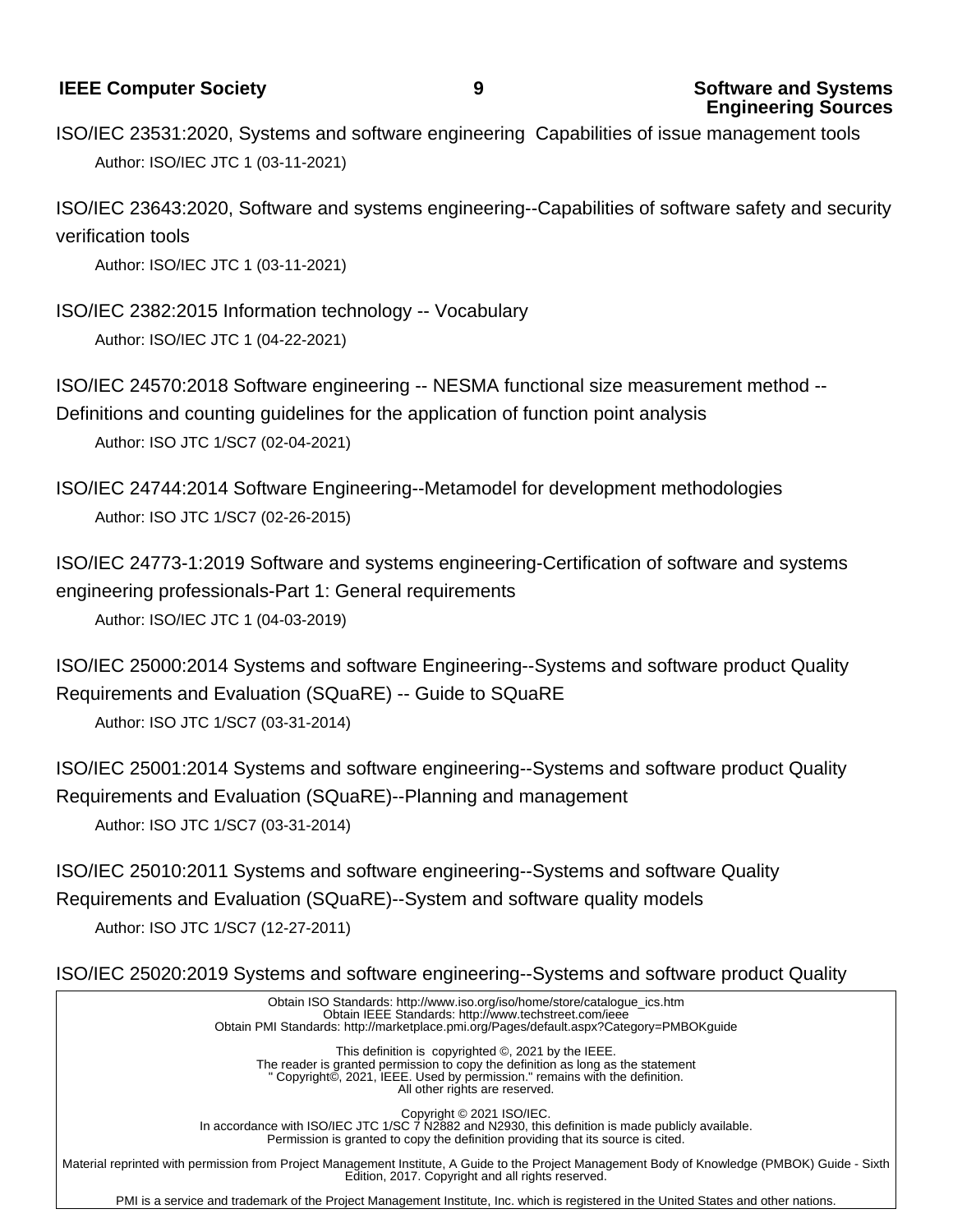ISO/IEC 23531:2020, Systems and software engineering  Capabilities of issue management tools

Author: ISO/IEC JTC 1 (03-11-2021)

ISO/IEC 23643:2020, Software and systems engineering--Capabilities of software safety and security verification tools

Author: ISO/IEC JTC 1 (03-11-2021)

ISO/IEC 2382:2015 Information technology -- Vocabulary

Author: ISO/IEC JTC 1 (04-22-2021)

ISO/IEC 24570:2018 Software engineering -- NESMA functional size measurement method -- Definitions and counting guidelines for the application of function point analysis

Author: ISO JTC 1/SC7 (02-04-2021)

ISO/IEC 24744:2014 Software Engineering--Metamodel for development methodologies

Author: ISO JTC 1/SC7 (02-26-2015)

ISO/IEC 24773-1:2019 Software and systems engineering-Certification of software and systems engineering professionals-Part 1: General requirements

Author: ISO/IEC JTC 1 (04-03-2019)

ISO/IEC 25000:2014 Systems and software Engineering--Systems and software product Quality Requirements and Evaluation (SQuaRE) -- Guide to SQuaRE

Author: ISO JTC 1/SC7 (03-31-2014)

ISO/IEC 25001:2014 Systems and software engineering--Systems and software product Quality Requirements and Evaluation (SQuaRE)--Planning and management

Author: ISO JTC 1/SC7 (03-31-2014)

ISO/IEC 25010:2011 Systems and software engineering--Systems and software Quality Requirements and Evaluation (SQuaRE)--System and software quality models

Author: ISO JTC 1/SC7 (12-27-2011)

ISO/IEC 25020:2019 Systems and software engineering--Systems and software product Quality

Obtain ISO Standards: http://www.iso.org/iso/home/store/catalogue_ics.htm
Obtain IEEE Standards: http://www.techstreet.com/ieee
Obtain PMI Standards: http://marketplace.pmi.org/Pages/default.aspx?Category=PMBOKguide

This definition is  copyrighted ©, 2021 by the IEEE.
The reader is granted permission to copy the definition as long as the statement
" Copyright©, 2021, IEEE. Used by permission." remains with the definition.
All other rights are reserved.

Copyright © 2021 ISO/IEC.
In accordance with ISO/IEC JTC 1/SC 7 N2882 and N2930, this definition is made publicly available.
Permission is granted to copy the definition providing that its source is cited.

Material reprinted with permission from Project Management Institute, A Guide to the Project Management Body of Knowledge (PMBOK) Guide - Sixth Edition, 2017. Copyright and all rights reserved.

PMI is a service and trademark of the Project Management Institute, Inc. which is registered in the United States and other nations.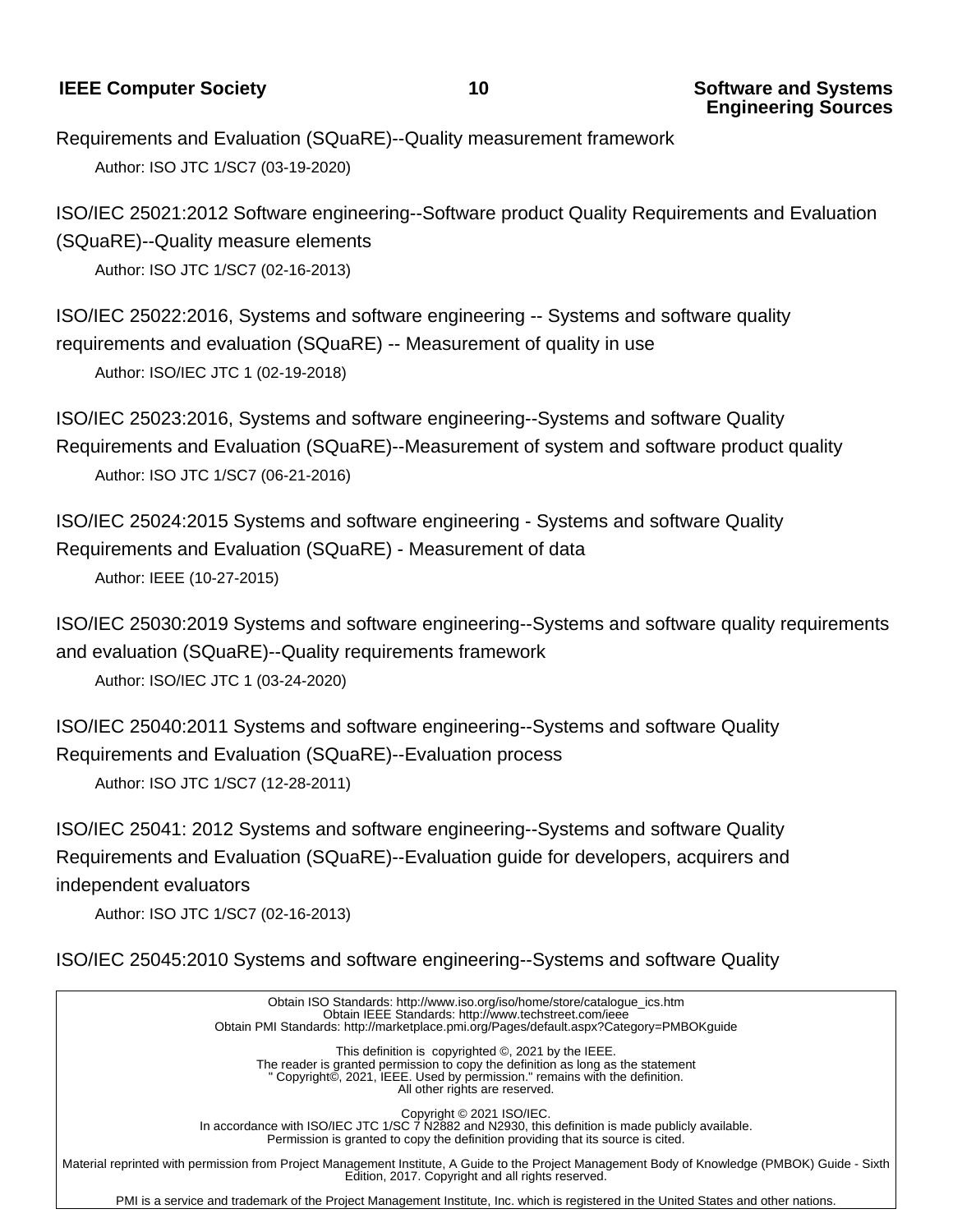Requirements and Evaluation (SQuaRE)--Quality measurement framework

Author: ISO JTC 1/SC7 (03-19-2020)

ISO/IEC 25021:2012 Software engineering--Software product Quality Requirements and Evaluation (SQuaRE)--Quality measure elements

Author: ISO JTC 1/SC7 (02-16-2013)

ISO/IEC 25022:2016, Systems and software engineering -- Systems and software quality requirements and evaluation (SQuaRE) -- Measurement of quality in use

Author: ISO/IEC JTC 1 (02-19-2018)

ISO/IEC 25023:2016, Systems and software engineering--Systems and software Quality Requirements and Evaluation (SQuaRE)--Measurement of system and software product quality

Author: ISO JTC 1/SC7 (06-21-2016)

ISO/IEC 25024:2015 Systems and software engineering - Systems and software Quality Requirements and Evaluation (SQuaRE) - Measurement of data

Author: IEEE (10-27-2015)

ISO/IEC 25030:2019 Systems and software engineering--Systems and software quality requirements and evaluation (SQuaRE)--Quality requirements framework

Author: ISO/IEC JTC 1 (03-24-2020)

ISO/IEC 25040:2011 Systems and software engineering--Systems and software Quality Requirements and Evaluation (SQuaRE)--Evaluation process

Author: ISO JTC 1/SC7 (12-28-2011)

ISO/IEC 25041: 2012 Systems and software engineering--Systems and software Quality Requirements and Evaluation (SQuaRE)--Evaluation guide for developers, acquirers and independent evaluators

Author: ISO JTC 1/SC7 (02-16-2013)

ISO/IEC 25045:2010 Systems and software engineering--Systems and software Quality

---

Obtain ISO Standards: http://www.iso.org/iso/home/store/catalogue_ics.htm
Obtain IEEE Standards: http://www.techstreet.com/ieee
Obtain PMI Standards: http://marketplace.pmi.org/Pages/default.aspx?Category=PMBOKguide

This definition is copyrighted ©, 2021 by the IEEE.
The reader is granted permission to copy the definition as long as the statement
" Copyright©, 2021, IEEE. Used by permission." remains with the definition.
All other rights are reserved.

Copyright © 2021 ISO/IEC.
In accordance with ISO/IEC JTC 1/SC 7 N2882 and N2930, this definition is made publicly available.
Permission is granted to copy the definition providing that its source is cited.

Material reprinted with permission from Project Management Institute, A Guide to the Project Management Body of Knowledge (PMBOK) Guide - Sixth Edition, 2017. Copyright and all rights reserved.

PMI is a service and trademark of the Project Management Institute, Inc. which is registered in the United States and other nations.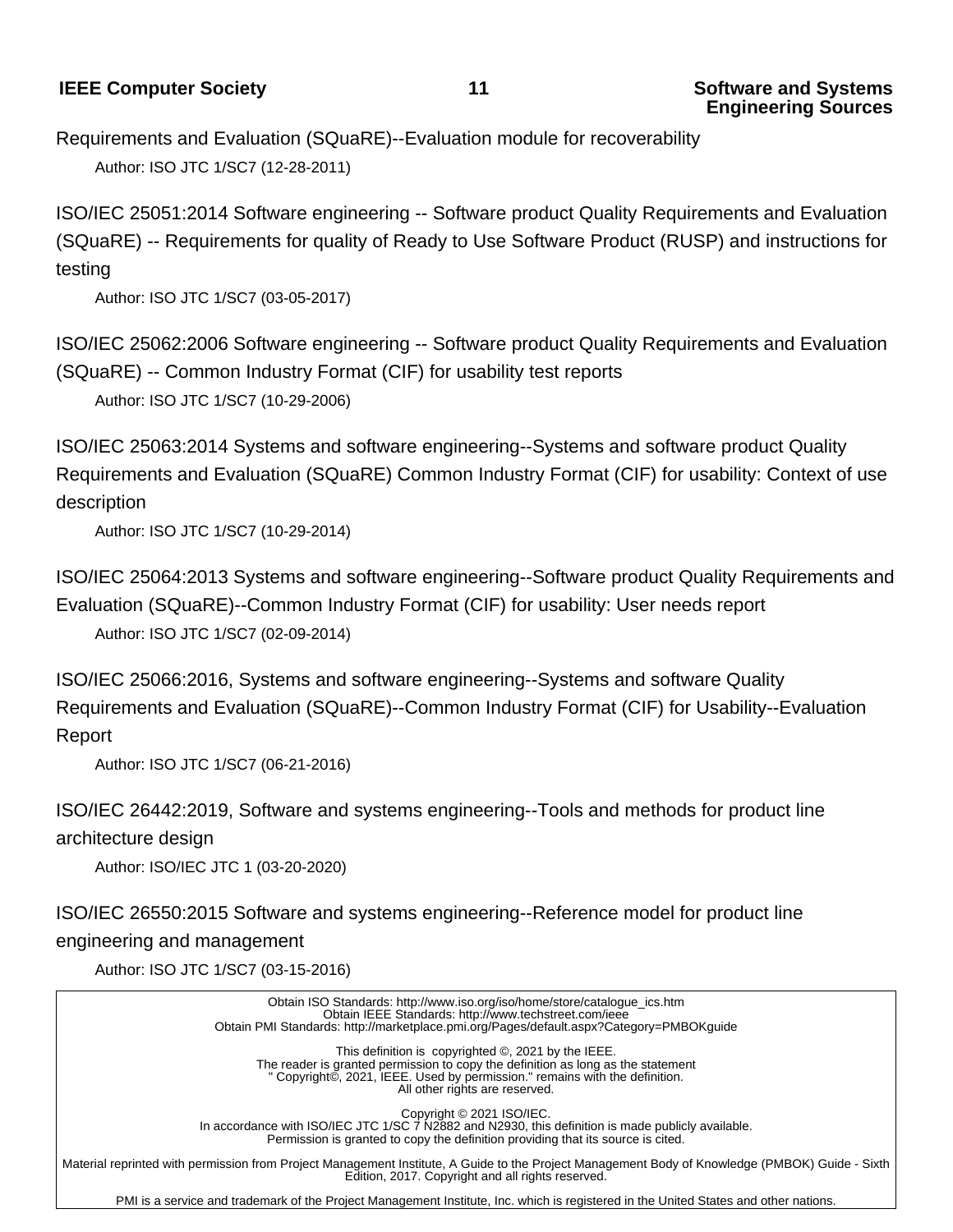Requirements and Evaluation (SQuaRE)--Evaluation module for recoverability

Author: ISO JTC 1/SC7 (12-28-2011)

ISO/IEC 25051:2014 Software engineering -- Software product Quality Requirements and Evaluation (SQuaRE) -- Requirements for quality of Ready to Use Software Product (RUSP) and instructions for testing

Author: ISO JTC 1/SC7 (03-05-2017)

ISO/IEC 25062:2006 Software engineering -- Software product Quality Requirements and Evaluation (SQuaRE) -- Common Industry Format (CIF) for usability test reports

Author: ISO JTC 1/SC7 (10-29-2006)

ISO/IEC 25063:2014 Systems and software engineering--Systems and software product Quality Requirements and Evaluation (SQuaRE) Common Industry Format (CIF) for usability: Context of use description

Author: ISO JTC 1/SC7 (10-29-2014)

ISO/IEC 25064:2013 Systems and software engineering--Software product Quality Requirements and Evaluation (SQuaRE)--Common Industry Format (CIF) for usability: User needs report

Author: ISO JTC 1/SC7 (02-09-2014)

ISO/IEC 25066:2016, Systems and software engineering--Systems and software Quality Requirements and Evaluation (SQuaRE)--Common Industry Format (CIF) for Usability--Evaluation Report

Author: ISO JTC 1/SC7 (06-21-2016)

ISO/IEC 26442:2019, Software and systems engineering--Tools and methods for product line architecture design

Author: ISO/IEC JTC 1 (03-20-2020)

ISO/IEC 26550:2015 Software and systems engineering--Reference model for product line engineering and management

Author: ISO JTC 1/SC7 (03-15-2016)

Obtain ISO Standards: http://www.iso.org/iso/home/store/catalogue_ics.htm
Obtain IEEE Standards: http://www.techstreet.com/ieee
Obtain PMI Standards: http://marketplace.pmi.org/Pages/default.aspx?Category=PMBOKguide

This definition is copyrighted ©, 2021 by the IEEE.
The reader is granted permission to copy the definition as long as the statement
" Copyright©, 2021, IEEE. Used by permission." remains with the definition.
All other rights are reserved.

Copyright © 2021 ISO/IEC.
In accordance with ISO/IEC JTC 1/SC 7 N2882 and N2930, this definition is made publicly available.
Permission is granted to copy the definition providing that its source is cited.

Material reprinted with permission from Project Management Institute, A Guide to the Project Management Body of Knowledge (PMBOK) Guide - Sixth Edition, 2017. Copyright and all rights reserved.

PMI is a service and trademark of the Project Management Institute, Inc. which is registered in the United States and other nations.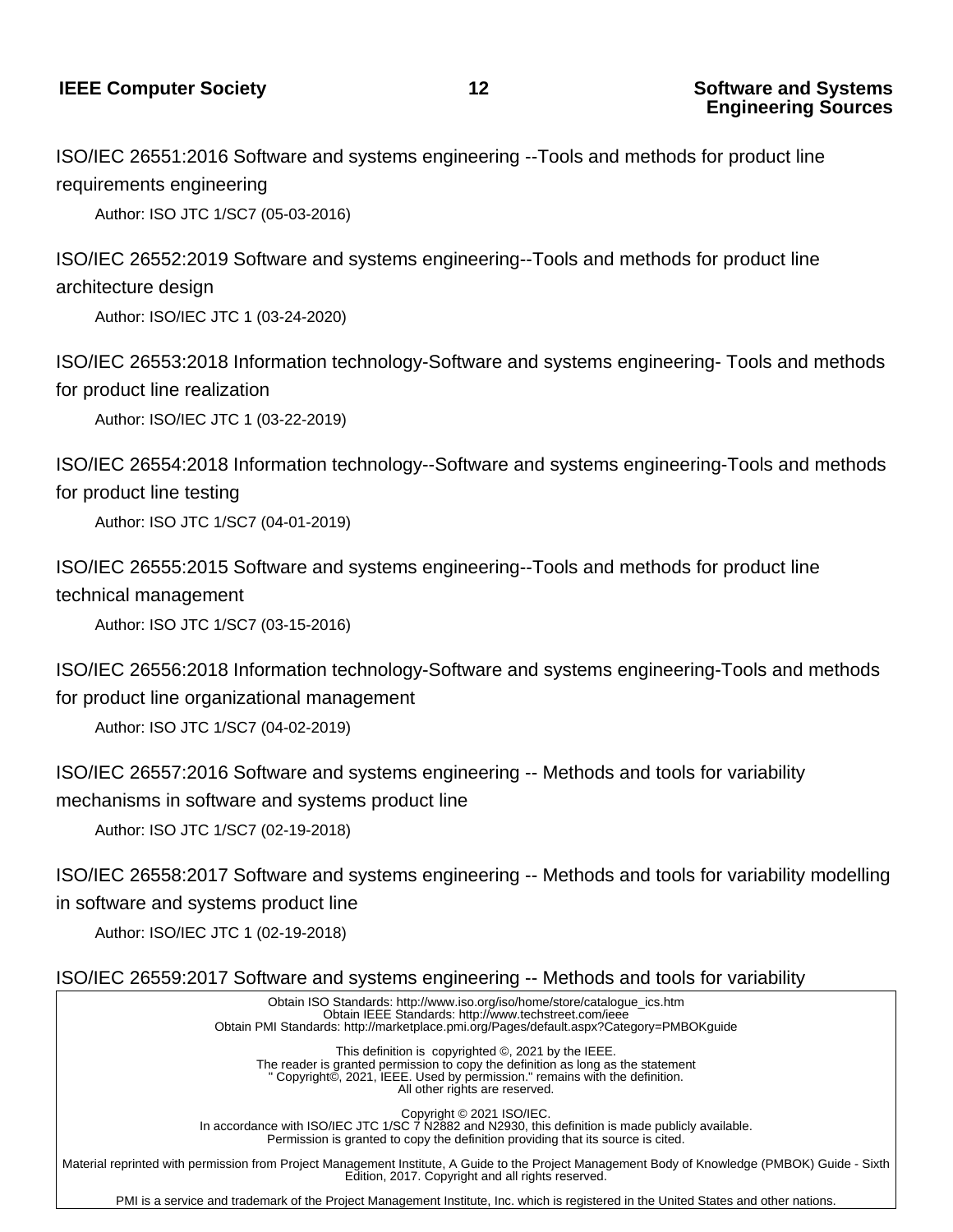ISO/IEC 26551:2016 Software and systems engineering --Tools and methods for product line requirements engineering

Author: ISO JTC 1/SC7 (05-03-2016)

ISO/IEC 26552:2019 Software and systems engineering--Tools and methods for product line architecture design

Author: ISO/IEC JTC 1 (03-24-2020)

ISO/IEC 26553:2018 Information technology-Software and systems engineering- Tools and methods for product line realization

Author: ISO/IEC JTC 1 (03-22-2019)

ISO/IEC 26554:2018 Information technology--Software and systems engineering-Tools and methods for product line testing

Author: ISO JTC 1/SC7 (04-01-2019)

ISO/IEC 26555:2015 Software and systems engineering--Tools and methods for product line technical management

Author: ISO JTC 1/SC7 (03-15-2016)

ISO/IEC 26556:2018 Information technology-Software and systems engineering-Tools and methods for product line organizational management

Author: ISO JTC 1/SC7 (04-02-2019)

ISO/IEC 26557:2016 Software and systems engineering -- Methods and tools for variability mechanisms in software and systems product line

Author: ISO JTC 1/SC7 (02-19-2018)

ISO/IEC 26558:2017 Software and systems engineering -- Methods and tools for variability modelling in software and systems product line

Author: ISO/IEC JTC 1 (02-19-2018)

ISO/IEC 26559:2017 Software and systems engineering -- Methods and tools for variability

Obtain ISO Standards: http://www.iso.org/iso/home/store/catalogue_ics.htm
Obtain IEEE Standards: http://www.techstreet.com/ieee
Obtain PMI Standards: http://marketplace.pmi.org/Pages/default.aspx?Category=PMBOKguide

This definition is copyrighted ©, 2021 by the IEEE.
The reader is granted permission to copy the definition as long as the statement
" Copyright©, 2021, IEEE. Used by permission." remains with the definition.
All other rights are reserved.

Copyright © 2021 ISO/IEC.
In accordance with ISO/IEC JTC 1/SC 7 N2882 and N2930, this definition is made publicly available.
Permission is granted to copy the definition providing that its source is cited.

Material reprinted with permission from Project Management Institute, A Guide to the Project Management Body of Knowledge (PMBOK) Guide - Sixth Edition, 2017. Copyright and all rights reserved.

PMI is a service and trademark of the Project Management Institute, Inc. which is registered in the United States and other nations.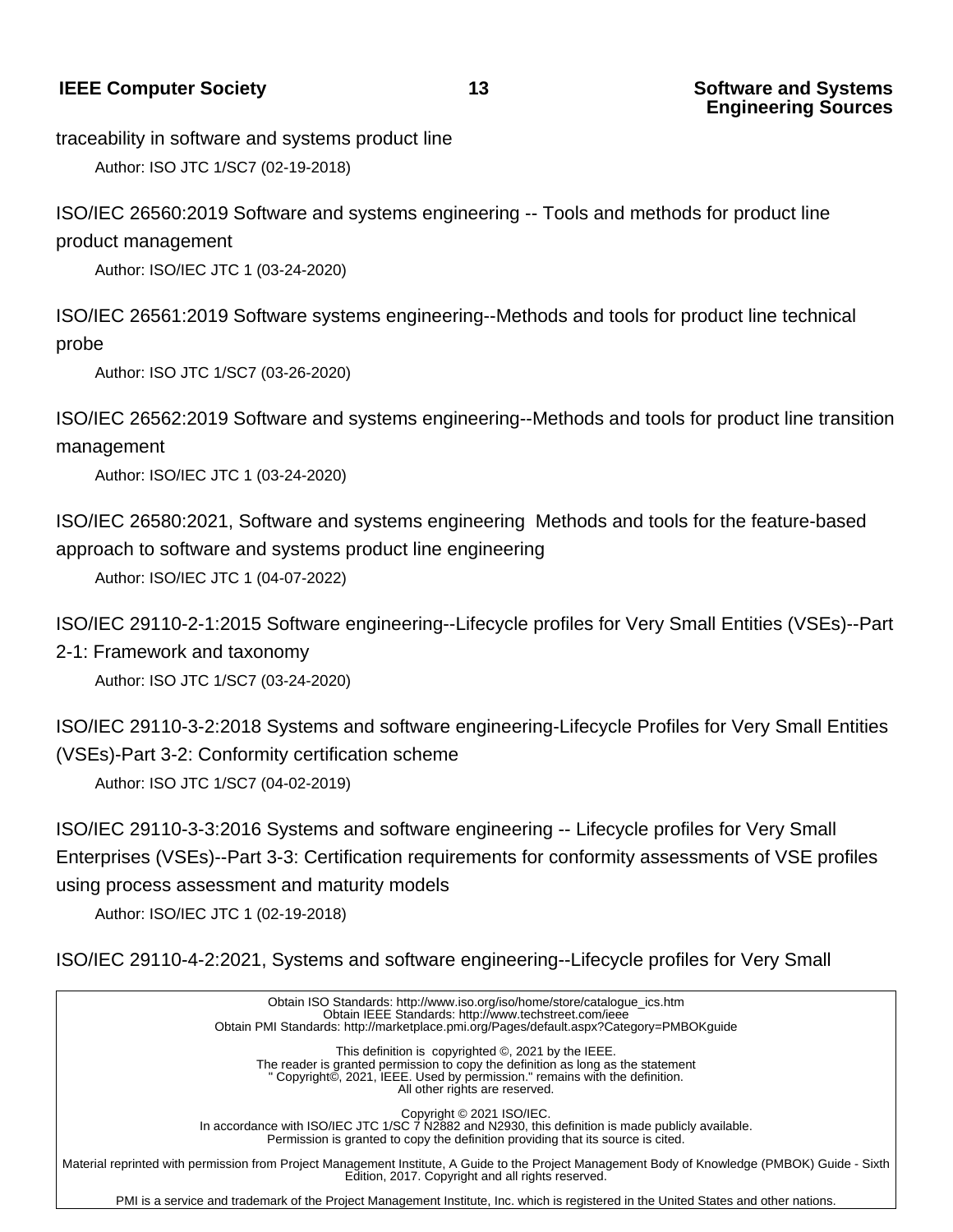traceability in software and systems product line

Author: ISO JTC 1/SC7 (02-19-2018)

ISO/IEC 26560:2019 Software and systems engineering -- Tools and methods for product line product management

Author: ISO/IEC JTC 1 (03-24-2020)

ISO/IEC 26561:2019 Software systems engineering--Methods and tools for product line technical probe

Author: ISO JTC 1/SC7 (03-26-2020)

ISO/IEC 26562:2019 Software and systems engineering--Methods and tools for product line transition management

Author: ISO/IEC JTC 1 (03-24-2020)

ISO/IEC 26580:2021, Software and systems engineering  Methods and tools for the feature-based approach to software and systems product line engineering

Author: ISO/IEC JTC 1 (04-07-2022)

ISO/IEC 29110-2-1:2015 Software engineering--Lifecycle profiles for Very Small Entities (VSEs)--Part 2-1: Framework and taxonomy

Author: ISO JTC 1/SC7 (03-24-2020)

ISO/IEC 29110-3-2:2018 Systems and software engineering-Lifecycle Profiles for Very Small Entities (VSEs)-Part 3-2: Conformity certification scheme

Author: ISO JTC 1/SC7 (04-02-2019)

ISO/IEC 29110-3-3:2016 Systems and software engineering -- Lifecycle profiles for Very Small Enterprises (VSEs)--Part 3-3: Certification requirements for conformity assessments of VSE profiles using process assessment and maturity models

Author: ISO/IEC JTC 1 (02-19-2018)

ISO/IEC 29110-4-2:2021, Systems and software engineering--Lifecycle profiles for Very Small

Obtain ISO Standards: http://www.iso.org/iso/home/store/catalogue_ics.htm
Obtain IEEE Standards: http://www.techstreet.com/ieee
Obtain PMI Standards: http://marketplace.pmi.org/Pages/default.aspx?Category=PMBOKguide

This definition is copyrighted ©, 2021 by the IEEE.
The reader is granted permission to copy the definition as long as the statement
" Copyright©, 2021, IEEE. Used by permission." remains with the definition.
All other rights are reserved.

Copyright © 2021 ISO/IEC.
In accordance with ISO/IEC JTC 1/SC 7 N2882 and N2930, this definition is made publicly available.
Permission is granted to copy the definition providing that its source is cited.

Material reprinted with permission from Project Management Institute, A Guide to the Project Management Body of Knowledge (PMBOK) Guide - Sixth Edition, 2017. Copyright and all rights reserved.

PMI is a service and trademark of the Project Management Institute, Inc. which is registered in the United States and other nations.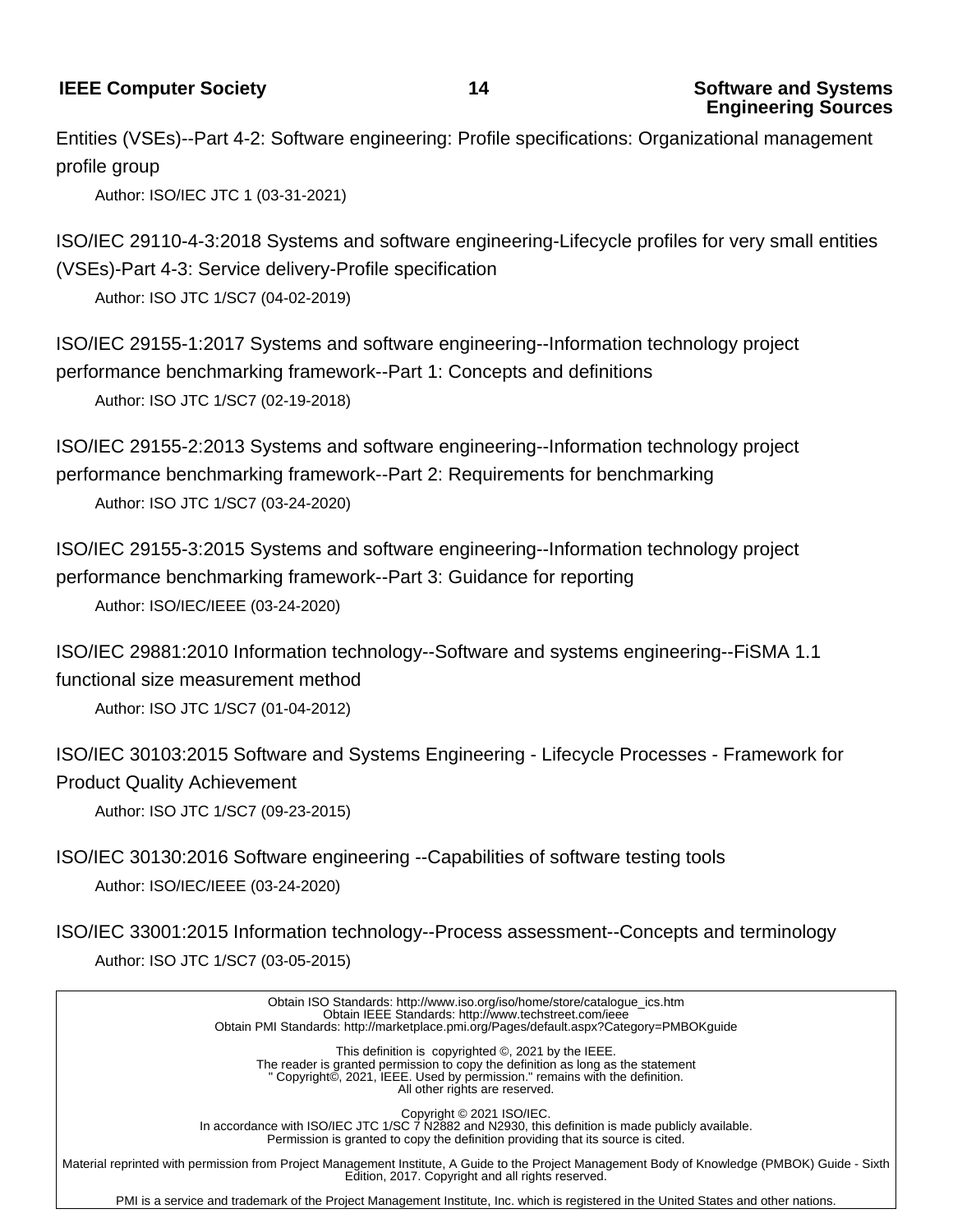Entities (VSEs)--Part 4-2: Software engineering: Profile specifications: Organizational management profile group

Author: ISO/IEC JTC 1 (03-31-2021)

ISO/IEC 29110-4-3:2018 Systems and software engineering-Lifecycle profiles for very small entities (VSEs)-Part 4-3: Service delivery-Profile specification

Author: ISO JTC 1/SC7 (04-02-2019)

ISO/IEC 29155-1:2017 Systems and software engineering--Information technology project performance benchmarking framework--Part 1: Concepts and definitions

Author: ISO JTC 1/SC7 (02-19-2018)

ISO/IEC 29155-2:2013 Systems and software engineering--Information technology project performance benchmarking framework--Part 2: Requirements for benchmarking

Author: ISO JTC 1/SC7 (03-24-2020)

ISO/IEC 29155-3:2015 Systems and software engineering--Information technology project performance benchmarking framework--Part 3: Guidance for reporting

Author: ISO/IEC/IEEE (03-24-2020)

ISO/IEC 29881:2010 Information technology--Software and systems engineering--FiSMA 1.1 functional size measurement method

Author: ISO JTC 1/SC7 (01-04-2012)

ISO/IEC 30103:2015 Software and Systems Engineering - Lifecycle Processes - Framework for Product Quality Achievement

Author: ISO JTC 1/SC7 (09-23-2015)

ISO/IEC 30130:2016 Software engineering --Capabilities of software testing tools

Author: ISO/IEC/IEEE (03-24-2020)

ISO/IEC 33001:2015 Information technology--Process assessment--Concepts and terminology

Author: ISO JTC 1/SC7 (03-05-2015)

Obtain ISO Standards: http://www.iso.org/iso/home/store/catalogue_ics.htm
Obtain IEEE Standards: http://www.techstreet.com/ieee
Obtain PMI Standards: http://marketplace.pmi.org/Pages/default.aspx?Category=PMBOKguide

This definition is copyrighted ©, 2021 by the IEEE.
The reader is granted permission to copy the definition as long as the statement
" Copyright©, 2021, IEEE. Used by permission." remains with the definition.
All other rights are reserved.

Copyright © 2021 ISO/IEC.
In accordance with ISO/IEC JTC 1/SC 7 N2882 and N2930, this definition is made publicly available.
Permission is granted to copy the definition providing that its source is cited.

Material reprinted with permission from Project Management Institute, A Guide to the Project Management Body of Knowledge (PMBOK) Guide - Sixth Edition, 2017. Copyright and all rights reserved.

PMI is a service and trademark of the Project Management Institute, Inc. which is registered in the United States and other nations.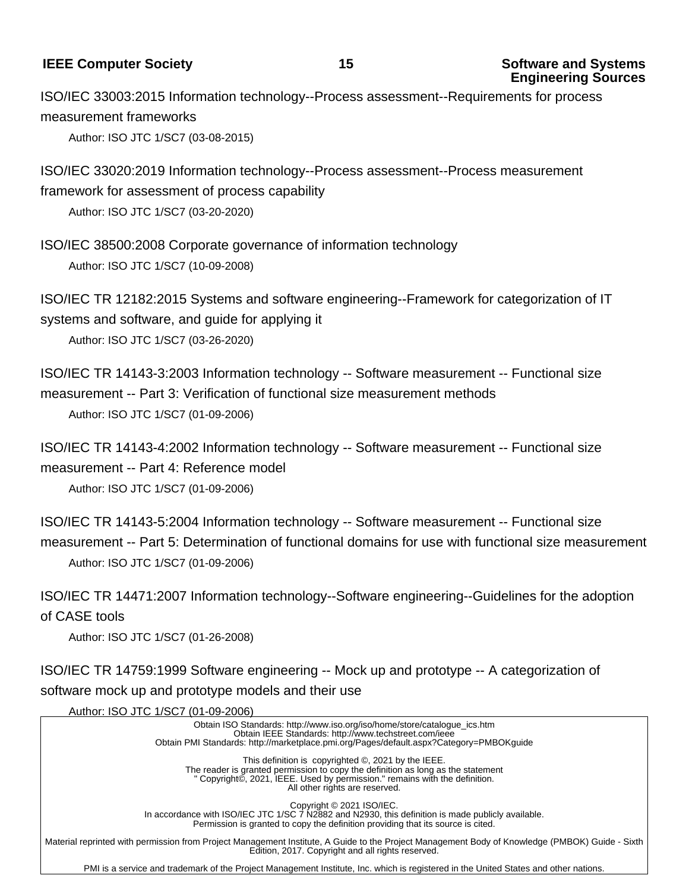ISO/IEC 33003:2015 Information technology--Process assessment--Requirements for process measurement frameworks

Author: ISO JTC 1/SC7 (03-08-2015)

ISO/IEC 33020:2019 Information technology--Process assessment--Process measurement framework for assessment of process capability

Author: ISO JTC 1/SC7 (03-20-2020)

ISO/IEC 38500:2008 Corporate governance of information technology

Author: ISO JTC 1/SC7 (10-09-2008)

ISO/IEC TR 12182:2015 Systems and software engineering--Framework for categorization of IT systems and software, and guide for applying it

Author: ISO JTC 1/SC7 (03-26-2020)

ISO/IEC TR 14143-3:2003 Information technology -- Software measurement -- Functional size measurement -- Part 3: Verification of functional size measurement methods

Author: ISO JTC 1/SC7 (01-09-2006)

ISO/IEC TR 14143-4:2002 Information technology -- Software measurement -- Functional size measurement -- Part 4: Reference model

Author: ISO JTC 1/SC7 (01-09-2006)

ISO/IEC TR 14143-5:2004 Information technology -- Software measurement -- Functional size measurement -- Part 5: Determination of functional domains for use with functional size measurement

Author: ISO JTC 1/SC7 (01-09-2006)

ISO/IEC TR 14471:2007 Information technology--Software engineering--Guidelines for the adoption of CASE tools

Author: ISO JTC 1/SC7 (01-26-2008)

ISO/IEC TR 14759:1999 Software engineering -- Mock up and prototype -- A categorization of software mock up and prototype models and their use

Author: ISO JTC 1/SC7 (01-09-2006)

Obtain ISO Standards: http://www.iso.org/iso/home/store/catalogue_ics.htm
Obtain IEEE Standards: http://www.techstreet.com/ieee
Obtain PMI Standards: http://marketplace.pmi.org/Pages/default.aspx?Category=PMBOKguide

This definition is copyrighted ©, 2021 by the IEEE.
The reader is granted permission to copy the definition as long as the statement
" Copyright©, 2021, IEEE. Used by permission." remains with the definition.
All other rights are reserved.

Copyright © 2021 ISO/IEC.
In accordance with ISO/IEC JTC 1/SC 7 N2882 and N2930, this definition is made publicly available.
Permission is granted to copy the definition providing that its source is cited.

Material reprinted with permission from Project Management Institute, A Guide to the Project Management Body of Knowledge (PMBOK) Guide - Sixth Edition, 2017. Copyright and all rights reserved.

PMI is a service and trademark of the Project Management Institute, Inc. which is registered in the United States and other nations.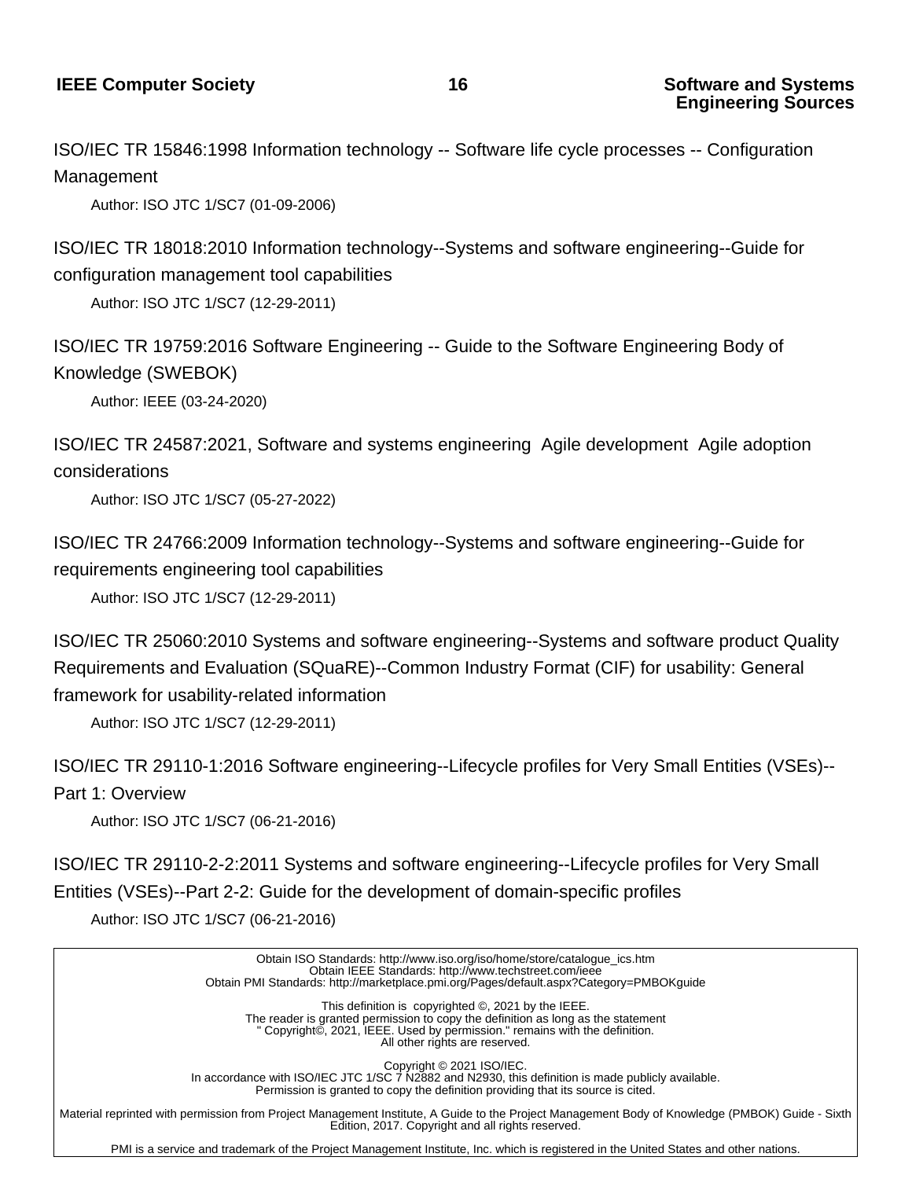ISO/IEC TR 15846:1998 Information technology -- Software life cycle processes -- Configuration Management

Author: ISO JTC 1/SC7 (01-09-2006)

ISO/IEC TR 18018:2010 Information technology--Systems and software engineering--Guide for configuration management tool capabilities

Author: ISO JTC 1/SC7 (12-29-2011)

ISO/IEC TR 19759:2016 Software Engineering -- Guide to the Software Engineering Body of Knowledge (SWEBOK)

Author: IEEE (03-24-2020)

ISO/IEC TR 24587:2021, Software and systems engineering  Agile development  Agile adoption considerations

Author: ISO JTC 1/SC7 (05-27-2022)

ISO/IEC TR 24766:2009 Information technology--Systems and software engineering--Guide for requirements engineering tool capabilities

Author: ISO JTC 1/SC7 (12-29-2011)

ISO/IEC TR 25060:2010 Systems and software engineering--Systems and software product Quality Requirements and Evaluation (SQuaRE)--Common Industry Format (CIF) for usability: General framework for usability-related information

Author: ISO JTC 1/SC7 (12-29-2011)

ISO/IEC TR 29110-1:2016 Software engineering--Lifecycle profiles for Very Small Entities (VSEs)--Part 1: Overview

Author: ISO JTC 1/SC7 (06-21-2016)

ISO/IEC TR 29110-2-2:2011 Systems and software engineering--Lifecycle profiles for Very Small Entities (VSEs)--Part 2-2: Guide for the development of domain-specific profiles

Author: ISO JTC 1/SC7 (06-21-2016)

Obtain ISO Standards: http://www.iso.org/iso/home/store/catalogue_ics.htm
Obtain IEEE Standards: http://www.techstreet.com/ieee
Obtain PMI Standards: http://marketplace.pmi.org/Pages/default.aspx?Category=PMBOKguide

This definition is copyrighted ©, 2021 by the IEEE.
The reader is granted permission to copy the definition as long as the statement
" Copyright©, 2021, IEEE. Used by permission." remains with the definition.
All other rights are reserved.

Copyright © 2021 ISO/IEC.
In accordance with ISO/IEC JTC 1/SC 7 N2882 and N2930, this definition is made publicly available.
Permission is granted to copy the definition providing that its source is cited.

Material reprinted with permission from Project Management Institute, A Guide to the Project Management Body of Knowledge (PMBOK) Guide - Sixth Edition, 2017. Copyright and all rights reserved.

PMI is a service and trademark of the Project Management Institute, Inc. which is registered in the United States and other nations.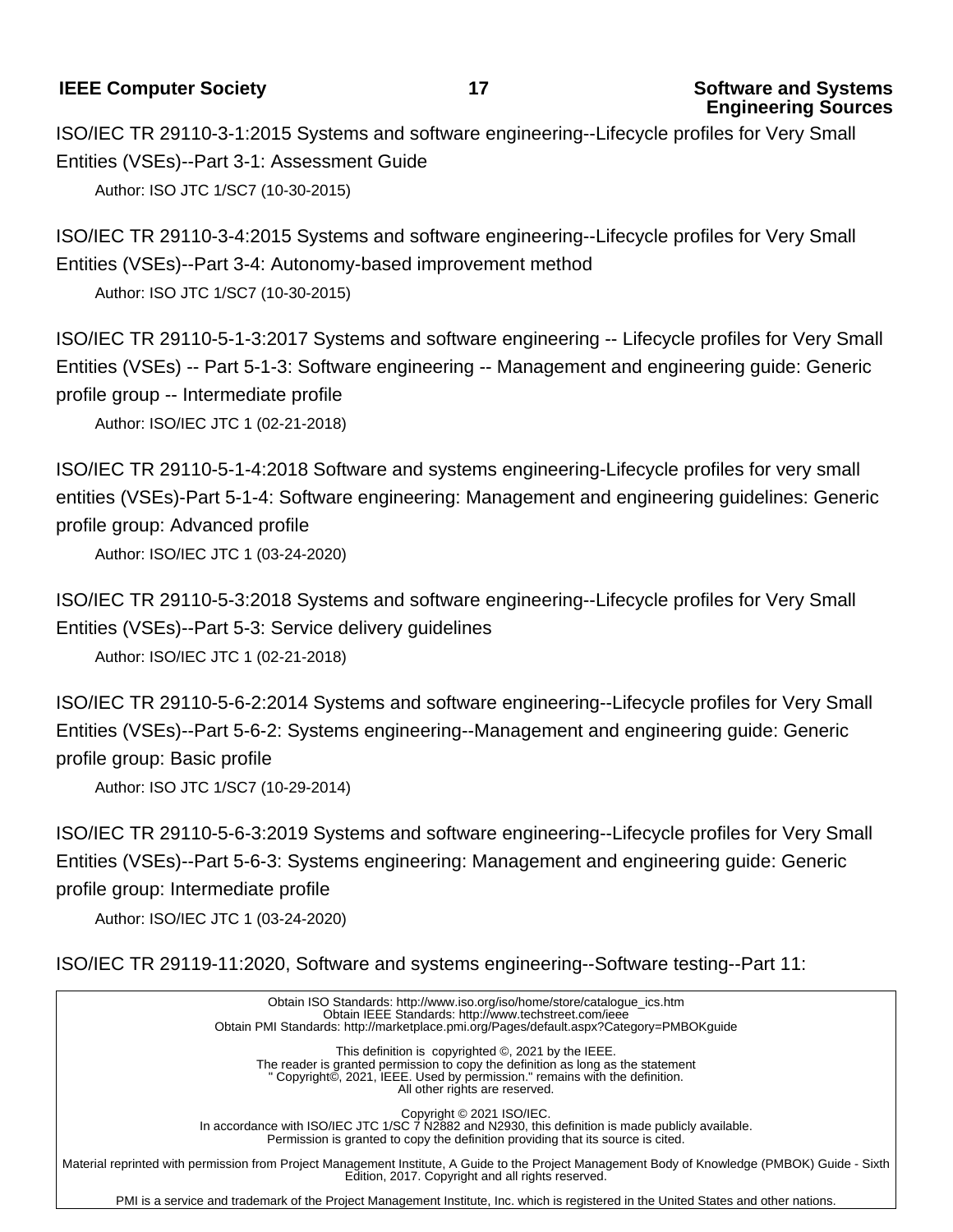ISO/IEC TR 29110-3-1:2015 Systems and software engineering--Lifecycle profiles for Very Small Entities (VSEs)--Part 3-1: Assessment Guide

Author: ISO JTC 1/SC7 (10-30-2015)

ISO/IEC TR 29110-3-4:2015 Systems and software engineering--Lifecycle profiles for Very Small Entities (VSEs)--Part 3-4: Autonomy-based improvement method

Author: ISO JTC 1/SC7 (10-30-2015)

ISO/IEC TR 29110-5-1-3:2017 Systems and software engineering -- Lifecycle profiles for Very Small Entities (VSEs) -- Part 5-1-3: Software engineering -- Management and engineering guide: Generic profile group -- Intermediate profile

Author: ISO/IEC JTC 1 (02-21-2018)

ISO/IEC TR 29110-5-1-4:2018 Software and systems engineering-Lifecycle profiles for very small entities (VSEs)-Part 5-1-4: Software engineering: Management and engineering guidelines: Generic profile group: Advanced profile

Author: ISO/IEC JTC 1 (03-24-2020)

ISO/IEC TR 29110-5-3:2018 Systems and software engineering--Lifecycle profiles for Very Small Entities (VSEs)--Part 5-3: Service delivery guidelines

Author: ISO/IEC JTC 1 (02-21-2018)

ISO/IEC TR 29110-5-6-2:2014 Systems and software engineering--Lifecycle profiles for Very Small Entities (VSEs)--Part 5-6-2: Systems engineering--Management and engineering guide: Generic profile group: Basic profile

Author: ISO JTC 1/SC7 (10-29-2014)

ISO/IEC TR 29110-5-6-3:2019 Systems and software engineering--Lifecycle profiles for Very Small Entities (VSEs)--Part 5-6-3: Systems engineering: Management and engineering guide: Generic profile group: Intermediate profile

Author: ISO/IEC JTC 1 (03-24-2020)

ISO/IEC TR 29119-11:2020, Software and systems engineering--Software testing--Part 11:

---

Obtain ISO Standards: http://www.iso.org/iso/home/store/catalogue_ics.htm
Obtain IEEE Standards: http://www.techstreet.com/ieee
Obtain PMI Standards: http://marketplace.pmi.org/Pages/default.aspx?Category=PMBOKguide

This definition is copyrighted ©, 2021 by the IEEE.
The reader is granted permission to copy the definition as long as the statement
" Copyright©, 2021, IEEE. Used by permission." remains with the definition.
All other rights are reserved.

Copyright © 2021 ISO/IEC.
In accordance with ISO/IEC JTC 1/SC 7 N2882 and N2930, this definition is made publicly available.
Permission is granted to copy the definition providing that its source is cited.

Material reprinted with permission from Project Management Institute, A Guide to the Project Management Body of Knowledge (PMBOK) Guide - Sixth Edition, 2017. Copyright and all rights reserved.

PMI is a service and trademark of the Project Management Institute, Inc. which is registered in the United States and other nations.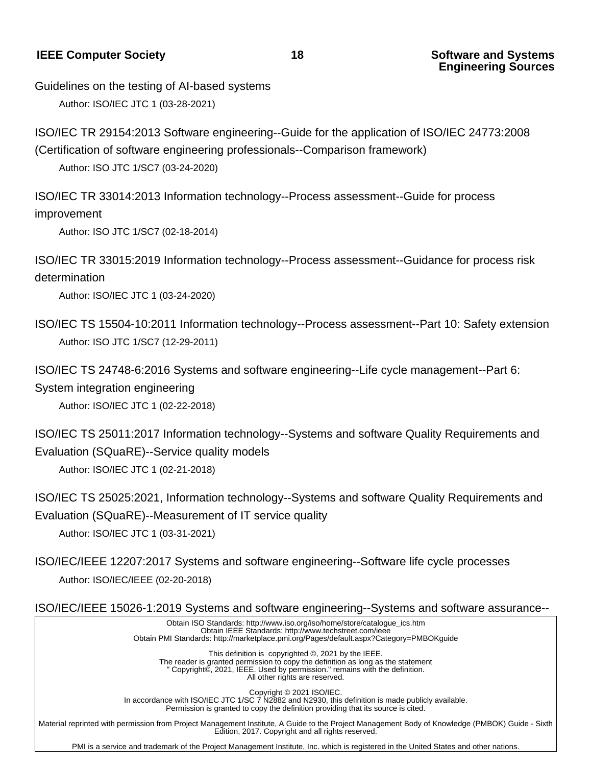Guidelines on the testing of AI-based systems

Author: ISO/IEC JTC 1 (03-28-2021)

ISO/IEC TR 29154:2013 Software engineering--Guide for the application of ISO/IEC 24773:2008 (Certification of software engineering professionals--Comparison framework)

Author: ISO JTC 1/SC7 (03-24-2020)

ISO/IEC TR 33014:2013 Information technology--Process assessment--Guide for process improvement

Author: ISO JTC 1/SC7 (02-18-2014)

ISO/IEC TR 33015:2019 Information technology--Process assessment--Guidance for process risk determination

Author: ISO/IEC JTC 1 (03-24-2020)

ISO/IEC TS 15504-10:2011 Information technology--Process assessment--Part 10: Safety extension

Author: ISO JTC 1/SC7 (12-29-2011)

ISO/IEC TS 24748-6:2016 Systems and software engineering--Life cycle management--Part 6: System integration engineering

Author: ISO/IEC JTC 1 (02-22-2018)

ISO/IEC TS 25011:2017 Information technology--Systems and software Quality Requirements and Evaluation (SQuaRE)--Service quality models

Author: ISO/IEC JTC 1 (02-21-2018)

ISO/IEC TS 25025:2021, Information technology--Systems and software Quality Requirements and Evaluation (SQuaRE)--Measurement of IT service quality

Author: ISO/IEC JTC 1 (03-31-2021)

ISO/IEC/IEEE 12207:2017 Systems and software engineering--Software life cycle processes

Author: ISO/IEC/IEEE (02-20-2018)

ISO/IEC/IEEE 15026-1:2019 Systems and software engineering--Systems and software assurance--

Obtain ISO Standards: http://www.iso.org/iso/home/store/catalogue_ics.htm
Obtain IEEE Standards: http://www.techstreet.com/ieee
Obtain PMI Standards: http://marketplace.pmi.org/Pages/default.aspx?Category=PMBOKguide

This definition is copyrighted ©, 2021 by the IEEE.
The reader is granted permission to copy the definition as long as the statement
" Copyright©, 2021, IEEE. Used by permission." remains with the definition.
All other rights are reserved.

Copyright © 2021 ISO/IEC.
In accordance with ISO/IEC JTC 1/SC 7 N2882 and N2930, this definition is made publicly available.
Permission is granted to copy the definition providing that its source is cited.

Material reprinted with permission from Project Management Institute, A Guide to the Project Management Body of Knowledge (PMBOK) Guide - Sixth Edition, 2017. Copyright and all rights reserved.

PMI is a service and trademark of the Project Management Institute, Inc. which is registered in the United States and other nations.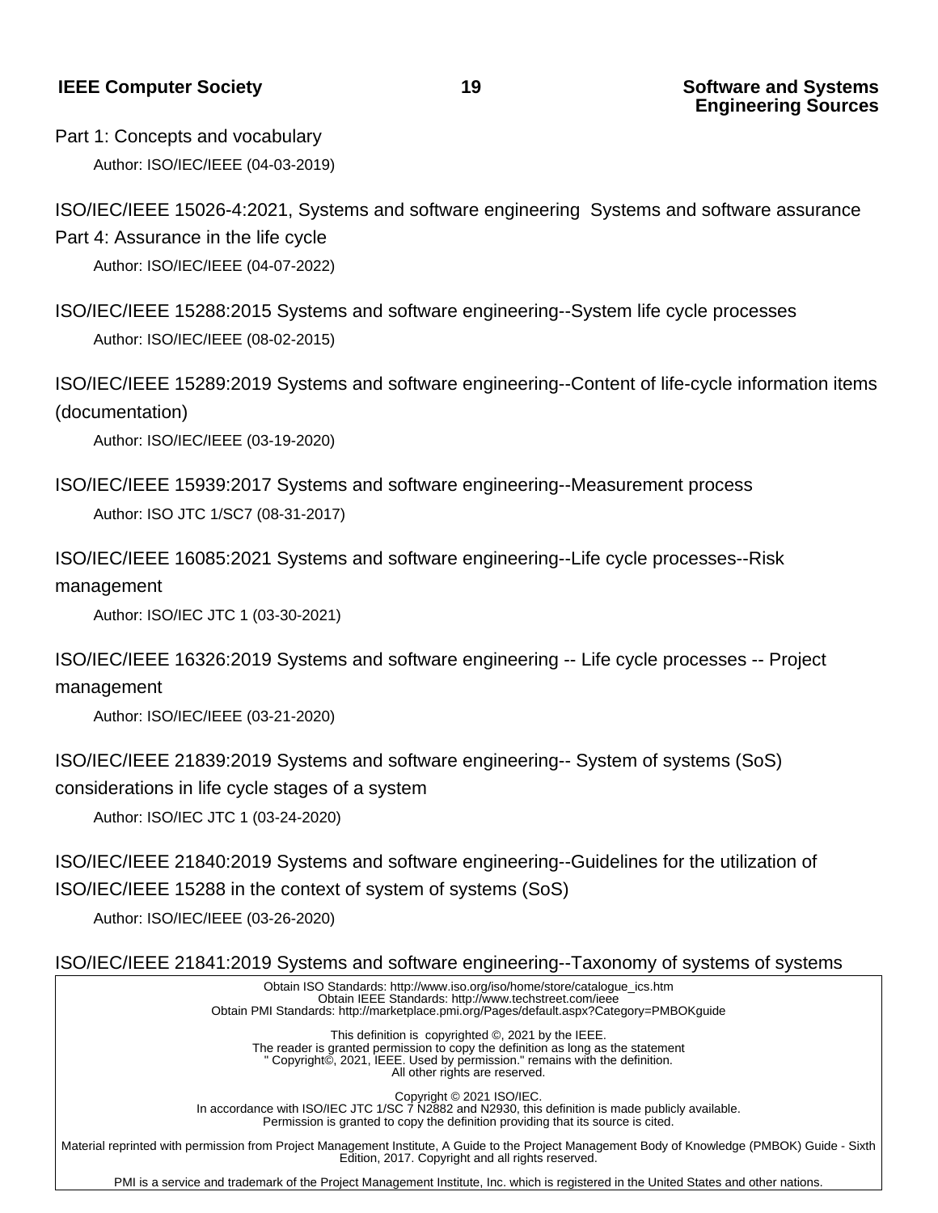Part 1: Concepts and vocabulary

Author: ISO/IEC/IEEE (04-03-2019)

ISO/IEC/IEEE 15026-4:2021, Systems and software engineering  Systems and software assurance Part 4: Assurance in the life cycle

Author: ISO/IEC/IEEE (04-07-2022)

ISO/IEC/IEEE 15288:2015 Systems and software engineering--System life cycle processes

Author: ISO/IEC/IEEE (08-02-2015)

ISO/IEC/IEEE 15289:2019 Systems and software engineering--Content of life-cycle information items (documentation)

Author: ISO/IEC/IEEE (03-19-2020)

ISO/IEC/IEEE 15939:2017 Systems and software engineering--Measurement process

Author: ISO JTC 1/SC7 (08-31-2017)

ISO/IEC/IEEE 16085:2021 Systems and software engineering--Life cycle processes--Risk management

Author: ISO/IEC JTC 1 (03-30-2021)

ISO/IEC/IEEE 16326:2019 Systems and software engineering -- Life cycle processes -- Project management

Author: ISO/IEC/IEEE (03-21-2020)

ISO/IEC/IEEE 21839:2019 Systems and software engineering-- System of systems (SoS) considerations in life cycle stages of a system

Author: ISO/IEC JTC 1 (03-24-2020)

ISO/IEC/IEEE 21840:2019 Systems and software engineering--Guidelines for the utilization of ISO/IEC/IEEE 15288 in the context of system of systems (SoS)

Author: ISO/IEC/IEEE (03-26-2020)

ISO/IEC/IEEE 21841:2019 Systems and software engineering--Taxonomy of systems of systems

Obtain ISO Standards: http://www.iso.org/iso/home/store/catalogue_ics.htm
Obtain IEEE Standards: http://www.techstreet.com/ieee
Obtain PMI Standards: http://marketplace.pmi.org/Pages/default.aspx?Category=PMBOKguide

This definition is copyrighted ©, 2021 by the IEEE.
The reader is granted permission to copy the definition as long as the statement
" Copyright©, 2021, IEEE. Used by permission." remains with the definition.
All other rights are reserved.

Copyright © 2021 ISO/IEC.
In accordance with ISO/IEC JTC 1/SC 7 N2882 and N2930, this definition is made publicly available.
Permission is granted to copy the definition providing that its source is cited.

Material reprinted with permission from Project Management Institute, A Guide to the Project Management Body of Knowledge (PMBOK) Guide - Sixth Edition, 2017. Copyright and all rights reserved.

PMI is a service and trademark of the Project Management Institute, Inc. which is registered in the United States and other nations.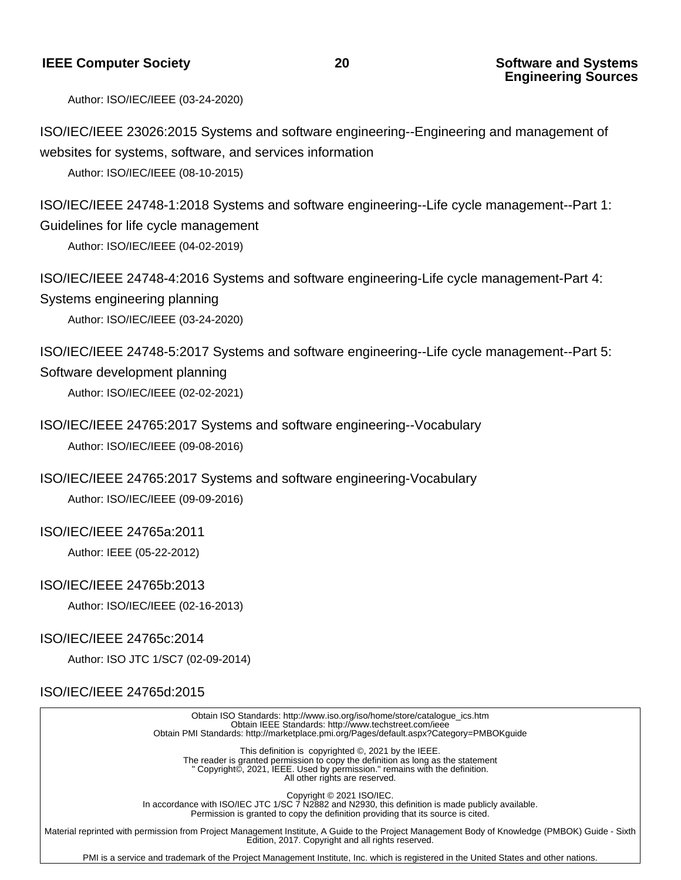Author: ISO/IEC/IEEE (03-24-2020)

ISO/IEC/IEEE 23026:2015 Systems and software engineering--Engineering and management of websites for systems, software, and services information

Author: ISO/IEC/IEEE (08-10-2015)

ISO/IEC/IEEE 24748-1:2018 Systems and software engineering--Life cycle management--Part 1: Guidelines for life cycle management

Author: ISO/IEC/IEEE (04-02-2019)

ISO/IEC/IEEE 24748-4:2016 Systems and software engineering-Life cycle management-Part 4: Systems engineering planning

Author: ISO/IEC/IEEE (03-24-2020)

ISO/IEC/IEEE 24748-5:2017 Systems and software engineering--Life cycle management--Part 5: Software development planning

Author: ISO/IEC/IEEE (02-02-2021)

ISO/IEC/IEEE 24765:2017 Systems and software engineering--Vocabulary

Author: ISO/IEC/IEEE (09-08-2016)

ISO/IEC/IEEE 24765:2017 Systems and software engineering-Vocabulary

Author: ISO/IEC/IEEE (09-09-2016)

ISO/IEC/IEEE 24765a:2011

Author: IEEE (05-22-2012)

ISO/IEC/IEEE 24765b:2013

Author: ISO/IEC/IEEE (02-16-2013)

ISO/IEC/IEEE 24765c:2014

Author: ISO JTC 1/SC7 (02-09-2014)

ISO/IEC/IEEE 24765d:2015

Obtain ISO Standards: http://www.iso.org/iso/home/store/catalogue_ics.htm
Obtain IEEE Standards: http://www.techstreet.com/ieee
Obtain PMI Standards: http://marketplace.pmi.org/Pages/default.aspx?Category=PMBOKguide

This definition is copyrighted ©, 2021 by the IEEE.
The reader is granted permission to copy the definition as long as the statement
" Copyright©, 2021, IEEE. Used by permission." remains with the definition.
All other rights are reserved.

Copyright © 2021 ISO/IEC.
In accordance with ISO/IEC JTC 1/SC 7 N2882 and N2930, this definition is made publicly available.
Permission is granted to copy the definition providing that its source is cited.

Material reprinted with permission from Project Management Institute, A Guide to the Project Management Body of Knowledge (PMBOK) Guide - Sixth Edition, 2017. Copyright and all rights reserved.

PMI is a service and trademark of the Project Management Institute, Inc. which is registered in the United States and other nations.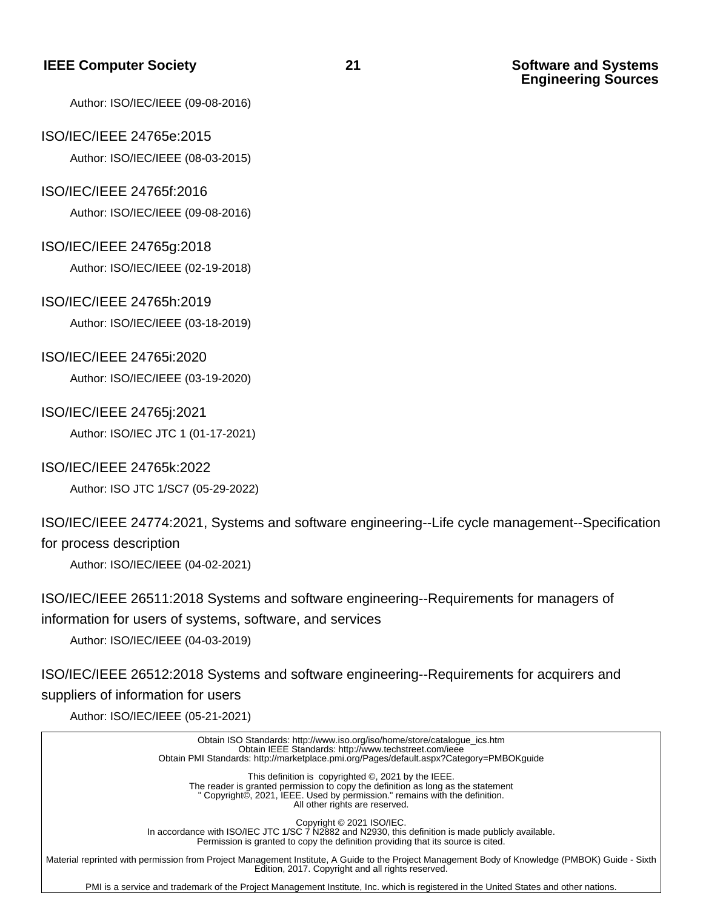Author: ISO/IEC/IEEE (09-08-2016)

ISO/IEC/IEEE 24765e:2015

Author: ISO/IEC/IEEE (08-03-2015)

ISO/IEC/IEEE 24765f:2016

Author: ISO/IEC/IEEE (09-08-2016)

ISO/IEC/IEEE 24765g:2018

Author: ISO/IEC/IEEE (02-19-2018)

ISO/IEC/IEEE 24765h:2019

Author: ISO/IEC/IEEE (03-18-2019)

ISO/IEC/IEEE 24765i:2020

Author: ISO/IEC/IEEE (03-19-2020)

ISO/IEC/IEEE 24765j:2021

Author: ISO/IEC JTC 1 (01-17-2021)

ISO/IEC/IEEE 24765k:2022

Author: ISO JTC 1/SC7 (05-29-2022)

ISO/IEC/IEEE 24774:2021, Systems and software engineering--Life cycle management--Specification for process description

Author: ISO/IEC/IEEE (04-02-2021)

ISO/IEC/IEEE 26511:2018 Systems and software engineering--Requirements for managers of information for users of systems, software, and services

Author: ISO/IEC/IEEE (04-03-2019)

ISO/IEC/IEEE 26512:2018 Systems and software engineering--Requirements for acquirers and suppliers of information for users

Author: ISO/IEC/IEEE (05-21-2021)

---

Obtain ISO Standards: http://www.iso.org/iso/home/store/catalogue_ics.htm
Obtain IEEE Standards: http://www.techstreet.com/ieee
Obtain PMI Standards: http://marketplace.pmi.org/Pages/default.aspx?Category=PMBOKguide

This definition is copyrighted ©, 2021 by the IEEE.
The reader is granted permission to copy the definition as long as the statement
" Copyright©, 2021, IEEE. Used by permission." remains with the definition.
All other rights are reserved.

Copyright © 2021 ISO/IEC.
In accordance with ISO/IEC JTC 1/SC 7 N2882 and N2930, this definition is made publicly available.
Permission is granted to copy the definition providing that its source is cited.

Material reprinted with permission from Project Management Institute, A Guide to the Project Management Body of Knowledge (PMBOK) Guide - Sixth Edition, 2017. Copyright and all rights reserved.

PMI is a service and trademark of the Project Management Institute, Inc. which is registered in the United States and other nations.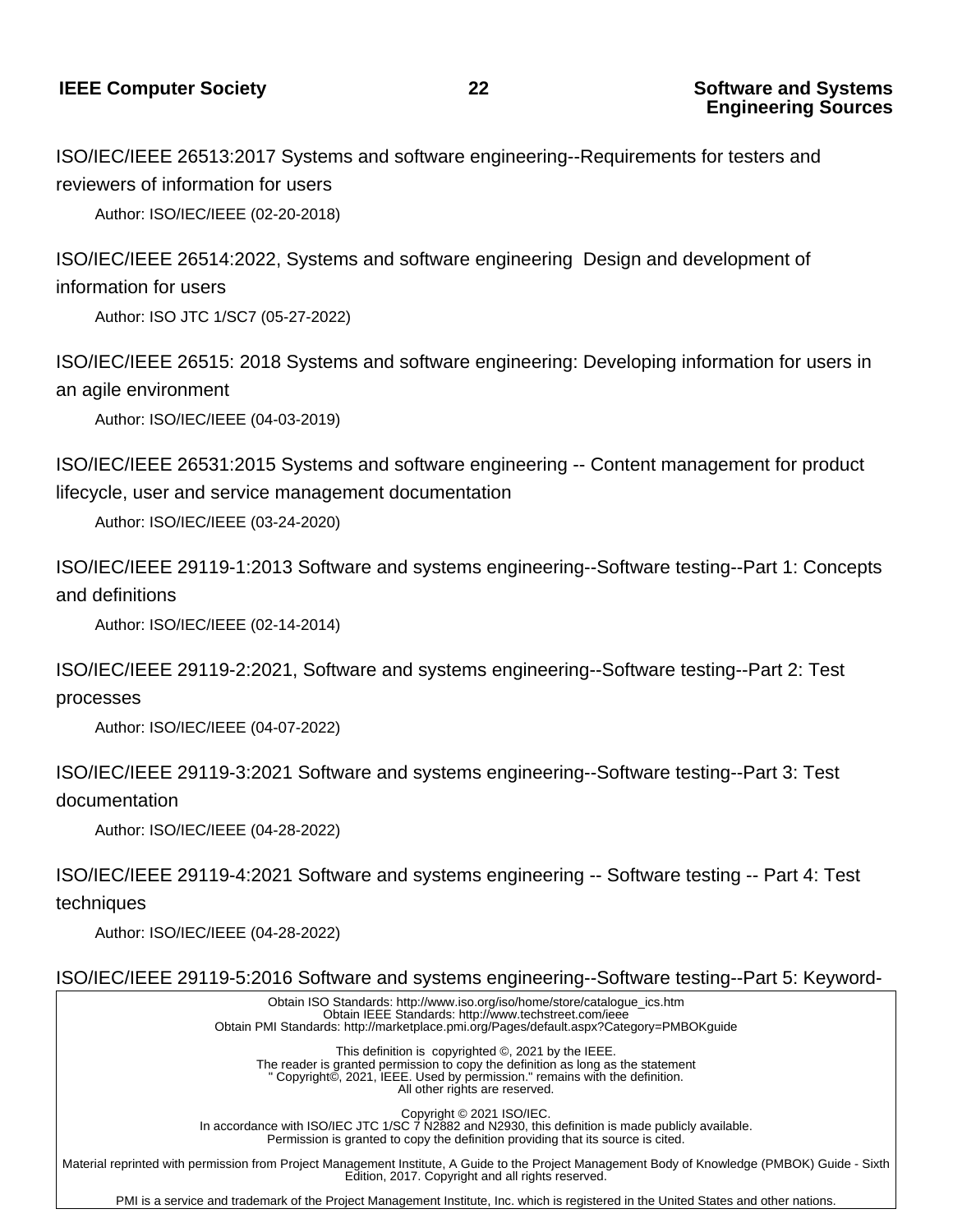ISO/IEC/IEEE 26513:2017 Systems and software engineering--Requirements for testers and reviewers of information for users

Author: ISO/IEC/IEEE (02-20-2018)

ISO/IEC/IEEE 26514:2022, Systems and software engineering  Design and development of information for users

Author: ISO JTC 1/SC7 (05-27-2022)

ISO/IEC/IEEE 26515: 2018 Systems and software engineering: Developing information for users in an agile environment

Author: ISO/IEC/IEEE (04-03-2019)

ISO/IEC/IEEE 26531:2015 Systems and software engineering -- Content management for product lifecycle, user and service management documentation

Author: ISO/IEC/IEEE (03-24-2020)

ISO/IEC/IEEE 29119-1:2013 Software and systems engineering--Software testing--Part 1: Concepts and definitions

Author: ISO/IEC/IEEE (02-14-2014)

ISO/IEC/IEEE 29119-2:2021, Software and systems engineering--Software testing--Part 2: Test processes

Author: ISO/IEC/IEEE (04-07-2022)

ISO/IEC/IEEE 29119-3:2021 Software and systems engineering--Software testing--Part 3: Test documentation

Author: ISO/IEC/IEEE (04-28-2022)

ISO/IEC/IEEE 29119-4:2021 Software and systems engineering -- Software testing -- Part 4: Test techniques

Author: ISO/IEC/IEEE (04-28-2022)

ISO/IEC/IEEE 29119-5:2016 Software and systems engineering--Software testing--Part 5: Keyword-

Obtain ISO Standards: http://www.iso.org/iso/home/store/catalogue_ics.htm
Obtain IEEE Standards: http://www.techstreet.com/ieee
Obtain PMI Standards: http://marketplace.pmi.org/Pages/default.aspx?Category=PMBOKguide

This definition is copyrighted ©, 2021 by the IEEE.
The reader is granted permission to copy the definition as long as the statement
" Copyright©, 2021, IEEE. Used by permission." remains with the definition.
All other rights are reserved.

Copyright © 2021 ISO/IEC.
In accordance with ISO/IEC JTC 1/SC 7 N2882 and N2930, this definition is made publicly available.
Permission is granted to copy the definition providing that its source is cited.

Material reprinted with permission from Project Management Institute, A Guide to the Project Management Body of Knowledge (PMBOK) Guide - Sixth Edition, 2017. Copyright and all rights reserved.

PMI is a service and trademark of the Project Management Institute, Inc. which is registered in the United States and other nations.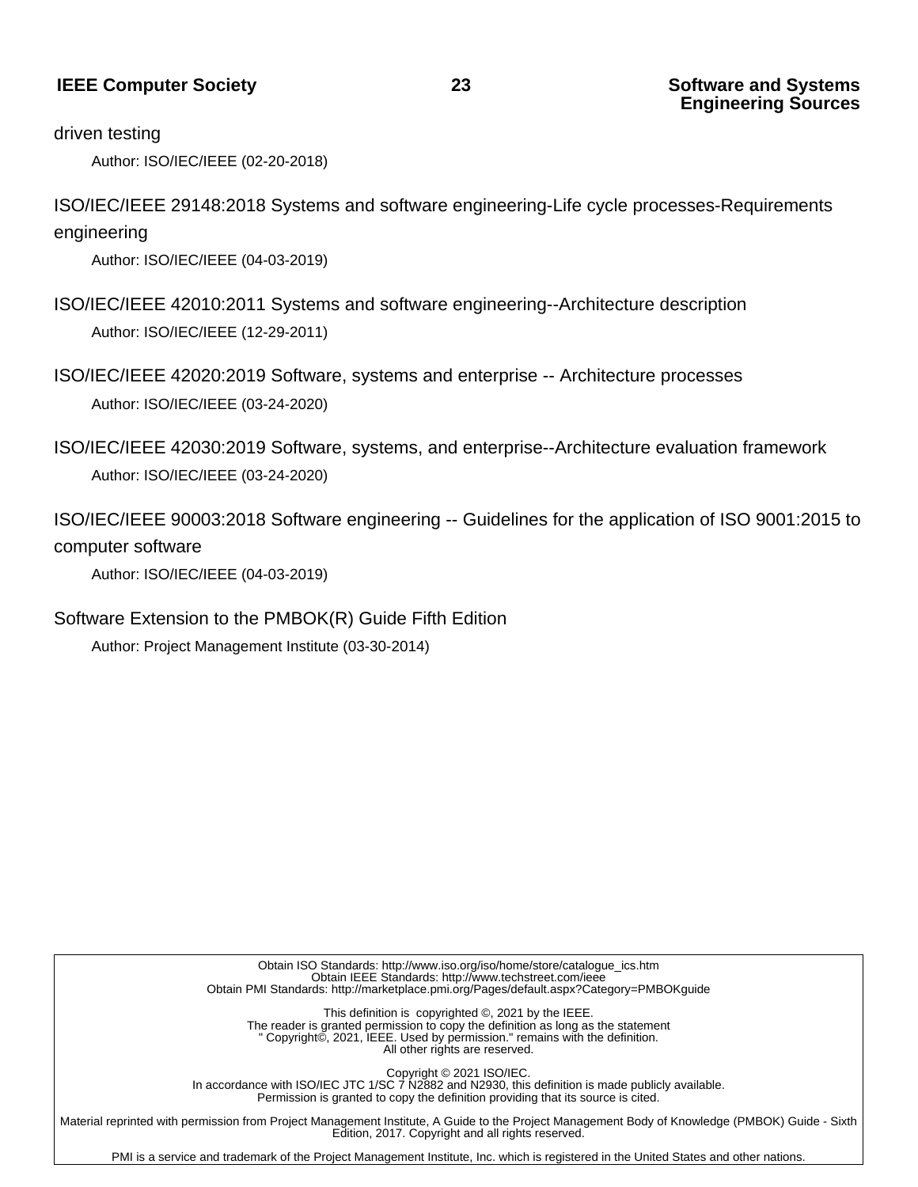driven testing

Author: ISO/IEC/IEEE (02-20-2018)

ISO/IEC/IEEE 29148:2018 Systems and software engineering-Life cycle processes-Requirements engineering

Author: ISO/IEC/IEEE (04-03-2019)

ISO/IEC/IEEE 42010:2011 Systems and software engineering--Architecture description

Author: ISO/IEC/IEEE (12-29-2011)

ISO/IEC/IEEE 42020:2019 Software, systems and enterprise -- Architecture processes

Author: ISO/IEC/IEEE (03-24-2020)

ISO/IEC/IEEE 42030:2019 Software, systems, and enterprise--Architecture evaluation framework

Author: ISO/IEC/IEEE (03-24-2020)

ISO/IEC/IEEE 90003:2018 Software engineering -- Guidelines for the application of ISO 9001:2015 to computer software

Author: ISO/IEC/IEEE (04-03-2019)

Software Extension to the PMBOK(R) Guide Fifth Edition

Author: Project Management Institute (03-30-2014)

Obtain ISO Standards: http://www.iso.org/iso/home/store/catalogue_ics.htm
Obtain IEEE Standards: http://www.techstreet.com/ieee
Obtain PMI Standards: http://marketplace.pmi.org/Pages/default.aspx?Category=PMBOKguide

This definition is copyrighted ©, 2021 by the IEEE.
The reader is granted permission to copy the definition as long as the statement
" Copyright©, 2021, IEEE. Used by permission." remains with the definition.
All other rights are reserved.

Copyright © 2021 ISO/IEC.
In accordance with ISO/IEC JTC 1/SC 7 N2882 and N2930, this definition is made publicly available.
Permission is granted to copy the definition providing that its source is cited.

Material reprinted with permission from Project Management Institute, A Guide to the Project Management Body of Knowledge (PMBOK) Guide - Sixth Edition, 2017. Copyright and all rights reserved.

PMI is a service and trademark of the Project Management Institute, Inc. which is registered in the United States and other nations.